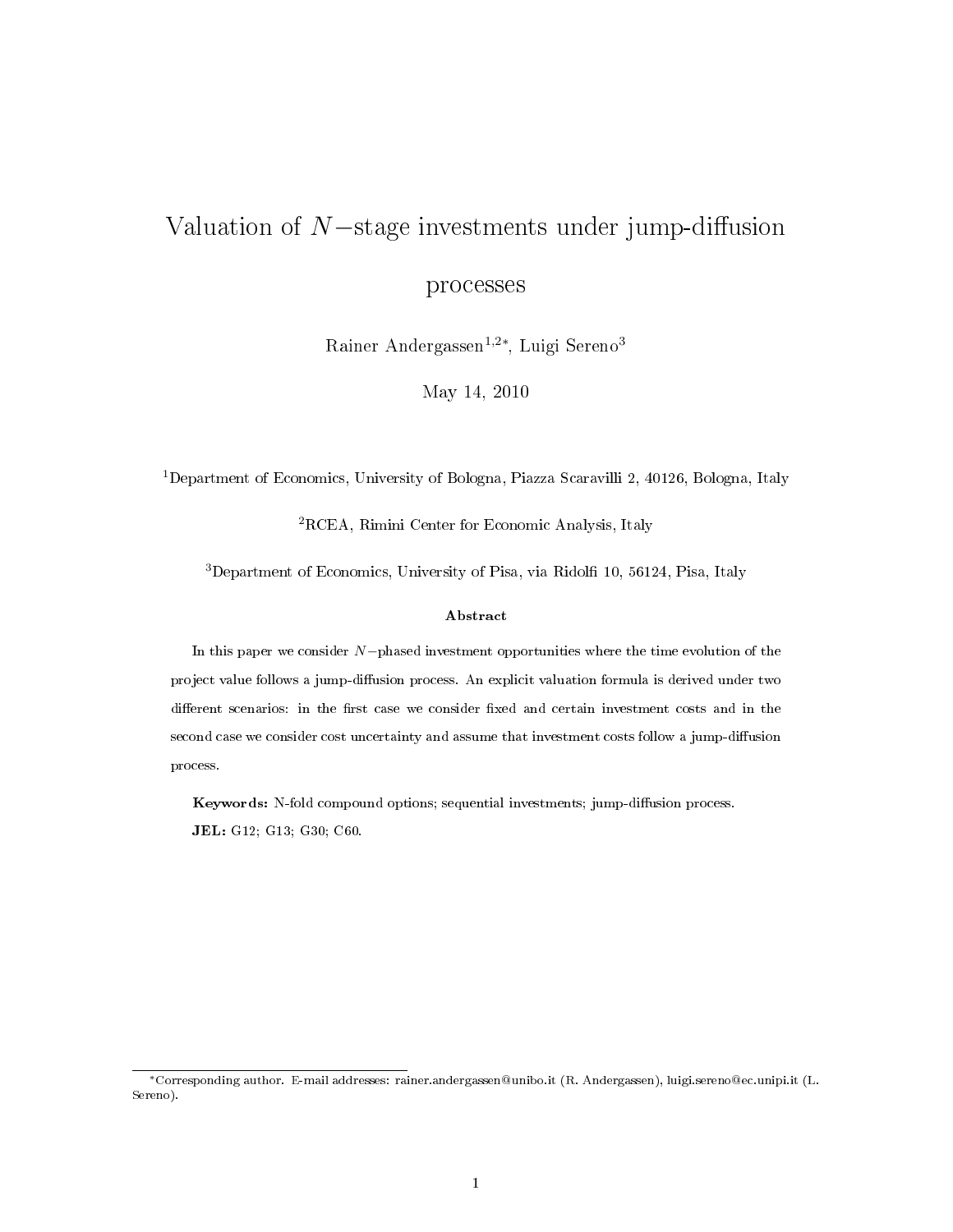# Valuation of $N-$stage investments under jump-diffusion processes

Rainer Andergassen[1,2*], Luigi Sereno[3]

May 14, 2010

[1]Department of Economics, University of Bologna, Piazza Scaravilli 2, 40126, Bologna, Italy

[2]RCEA, Rimini Center for Economic Analysis, Italy

[3]Department of Economics, University of Pisa, via Ridolfi 10, 56124, Pisa, Italy

### Abstract

In this paper we consider $N-$phased investment opportunities where the time evolution of the project value follows a jump-diffusion process. An explicit valuation formula is derived under two different scenarios: in the first case we consider fixed and certain investment costs and in the second case we consider cost uncertainty and assume that investment costs follow a jump-diffusion process.

**Keywords:** N-fold compound options; sequential investments; jump-diffusion process.

**JEL:** G12; G13; G30; C60.

---

*Corresponding author. E-mail addresses: rainer.andergassen@unibo.it (R. Andergassen), luigi.sereno@ec.unipi.it (L. Sereno).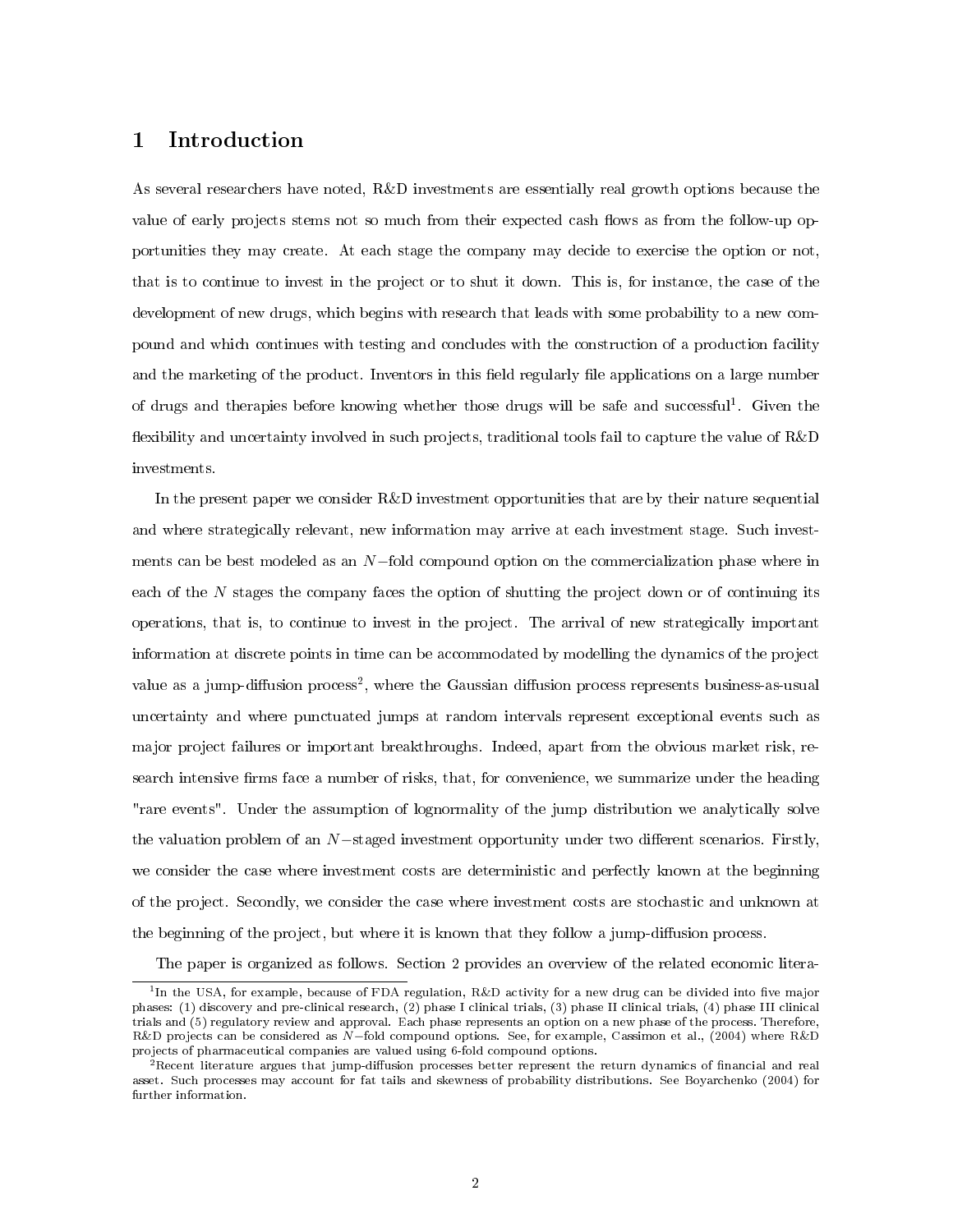# 1 Introduction

As several researchers have noted, R&D investments are essentially real growth options because the value of early projects stems not so much from their expected cash flows as from the follow-up opportunities they may create. At each stage the company may decide to exercise the option or not, that is to continue to invest in the project or to shut it down. This is, for instance, the case of the development of new drugs, which begins with research that leads with some probability to a new compound and which continues with testing and concludes with the construction of a production facility and the marketing of the product. Inventors in this field regularly file applications on a large number of drugs and therapies before knowing whether those drugs will be safe and successful[1]. Given the flexibility and uncertainty involved in such projects, traditional tools fail to capture the value of R&D investments.

In the present paper we consider R&D investment opportunities that are by their nature sequential and where strategically relevant, new information may arrive at each investment stage. Such investments can be best modeled as an $N-$fold compound option on the commercialization phase where in each of the $N$ stages the company faces the option of shutting the project down or of continuing its operations, that is, to continue to invest in the project. The arrival of new strategically important information at discrete points in time can be accommodated by modelling the dynamics of the project value as a jump-diffusion process[2], where the Gaussian diffusion process represents business-as-usual uncertainty and where punctuated jumps at random intervals represent exceptional events such as major project failures or important breakthroughs. Indeed, apart from the obvious market risk, research intensive firms face a number of risks, that, for convenience, we summarize under the heading "rare events". Under the assumption of lognormality of the jump distribution we analytically solve the valuation problem of an $N-$staged investment opportunity under two different scenarios. Firstly, we consider the case where investment costs are deterministic and perfectly known at the beginning of the project. Secondly, we consider the case where investment costs are stochastic and unknown at the beginning of the project, but where it is known that they follow a jump-diffusion process.

The paper is organized as follows. Section 2 provides an overview of the related economic litera-

[1] In the USA, for example, because of FDA regulation, R&D activity for a new drug can be divided into five major phases: (1) discovery and pre-clinical research, (2) phase I clinical trials, (3) phase II clinical trials, (4) phase III clinical trials and (5) regulatory review and approval. Each phase represents an option on a new phase of the process. Therefore, R&D projects can be considered as $N-$fold compound options. See, for example, Cassimon et al., (2004) where R&D projects of pharmaceutical companies are valued using 6-fold compound options.

[2] Recent literature argues that jump-diffusion processes better represent the return dynamics of financial and real asset. Such processes may account for fat tails and skewness of probability distributions. See Boyarchenko (2004) for further information.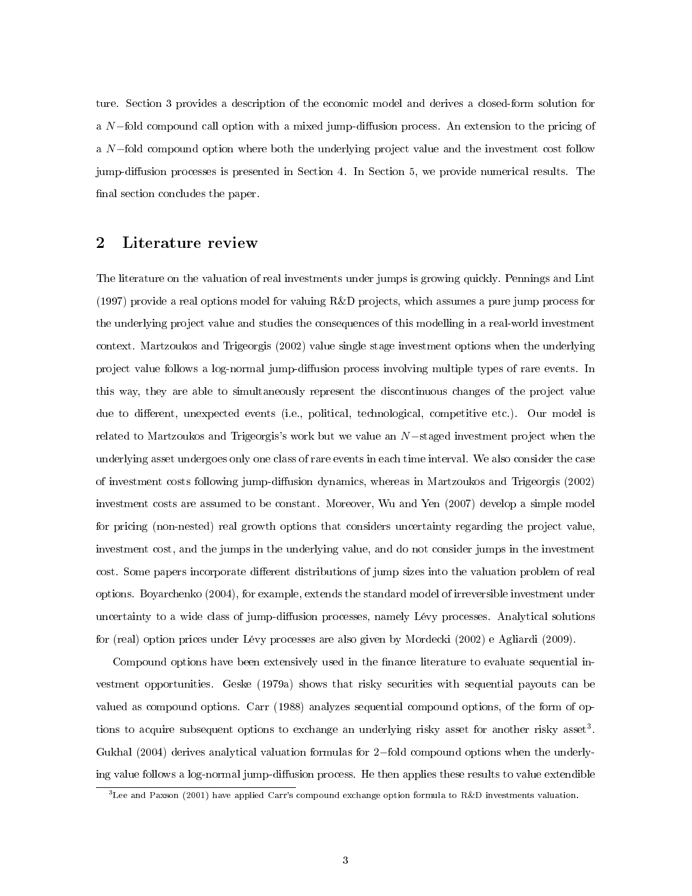ture. Section 3 provides a description of the economic model and derives a closed-form solution for a $N-$fold compound call option with a mixed jump-diffusion process. An extension to the pricing of a $N-$fold compound option where both the underlying project value and the investment cost follow jump-diffusion processes is presented in Section 4. In Section 5, we provide numerical results. The final section concludes the paper.

## 2 Literature review

The literature on the valuation of real investments under jumps is growing quickly. Pennings and Lint (1997) provide a real options model for valuing R&D projects, which assumes a pure jump process for the underlying project value and studies the consequences of this modelling in a real-world investment context. Martzoukos and Trigeorgis (2002) value single stage investment options when the underlying project value follows a log-normal jump-diffusion process involving multiple types of rare events. In this way, they are able to simultaneously represent the discontinuous changes of the project value due to different, unexpected events (i.e., political, technological, competitive etc.). Our model is related to Martzoukos and Trigeorgis's work but we value an $N-$staged investment project when the underlying asset undergoes only one class of rare events in each time interval. We also consider the case of investment costs following jump-diffusion dynamics, whereas in Martzoukos and Trigeorgis (2002) investment costs are assumed to be constant. Moreover, Wu and Yen (2007) develop a simple model for pricing (non-nested) real growth options that considers uncertainty regarding the project value, investment cost, and the jumps in the underlying value, and do not consider jumps in the investment cost. Some papers incorporate different distributions of jump sizes into the valuation problem of real options. Boyarchenko (2004), for example, extends the standard model of irreversible investment under uncertainty to a wide class of jump-diffusion processes, namely Lévy processes. Analytical solutions for (real) option prices under Lévy processes are also given by Mordecki (2002) e Agliardi (2009).

Compound options have been extensively used in the finance literature to evaluate sequential investment opportunities. Geske (1979a) shows that risky securities with sequential payouts can be valued as compound options. Carr (1988) analyzes sequential compound options, of the form of options to acquire subsequent options to exchange an underlying risky asset for another risky asset[3]. Gukhal (2004) derives analytical valuation formulas for $2-$fold compound options when the underlying value follows a log-normal jump-diffusion process. He then applies these results to value extendible

[3]Lee and Paxson (2001) have applied Carr's compound exchange option formula to R&D investments valuation.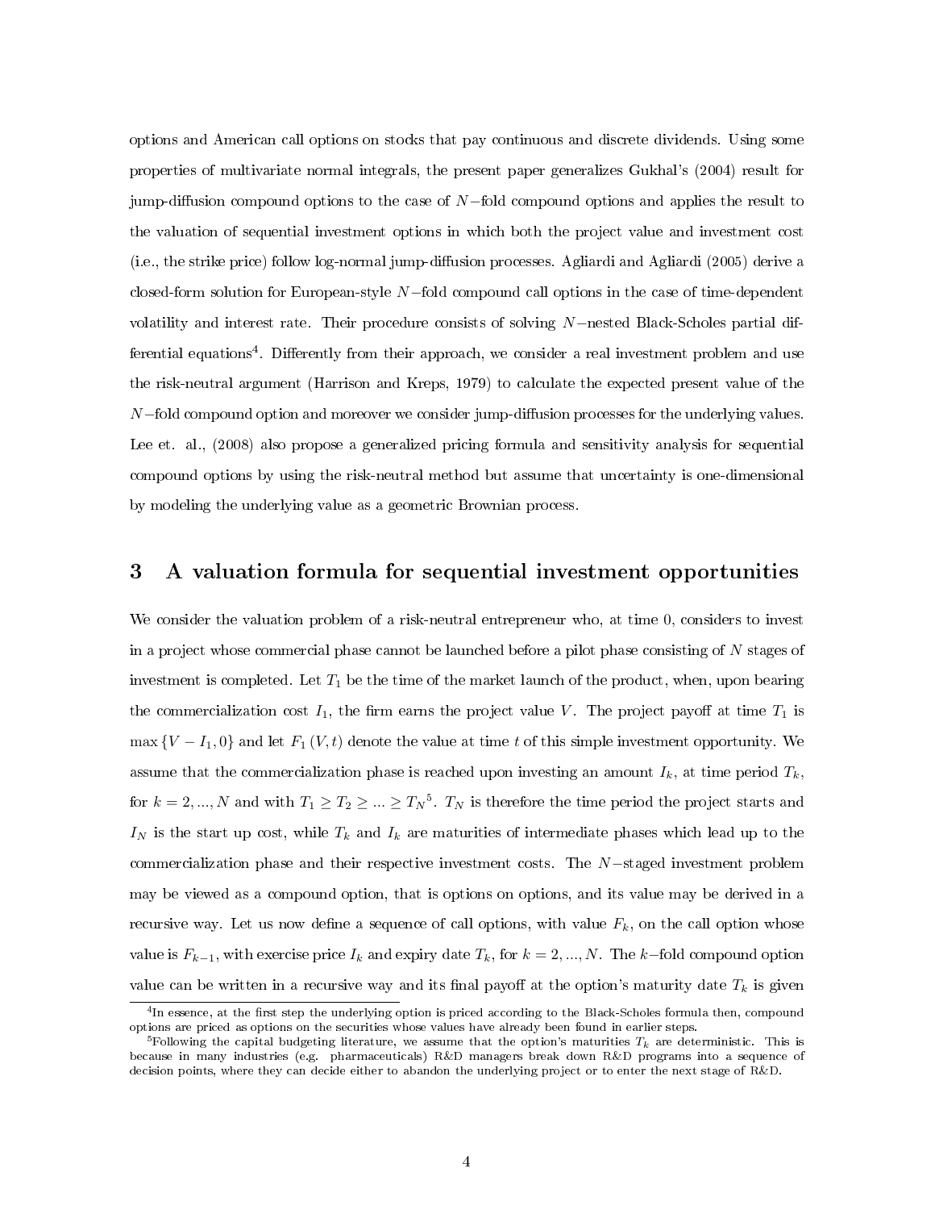options and American call options on stocks that pay continuous and discrete dividends. Using some properties of multivariate normal integrals, the present paper generalizes Gukhal's (2004) result for jump-diffusion compound options to the case of $N-$fold compound options and applies the result to the valuation of sequential investment options in which both the project value and investment cost (i.e., the strike price) follow log-normal jump-diffusion processes. Agliardi and Agliardi (2005) derive a closed-form solution for European-style $N-$fold compound call options in the case of time-dependent volatility and interest rate. Their procedure consists of solving $N-$nested Black-Scholes partial differential equations[4]. Differently from their approach, we consider a real investment problem and use the risk-neutral argument (Harrison and Kreps, 1979) to calculate the expected present value of the $N-$fold compound option and moreover we consider jump-diffusion processes for the underlying values. Lee et. al., (2008) also propose a generalized pricing formula and sensitivity analysis for sequential compound options by using the risk-neutral method but assume that uncertainty is one-dimensional by modeling the underlying value as a geometric Brownian process.

# 3 A valuation formula for sequential investment opportunities

We consider the valuation problem of a risk-neutral entrepreneur who, at time 0, considers to invest in a project whose commercial phase cannot be launched before a pilot phase consisting of $N$ stages of investment is completed. Let $T_1$ be the time of the market launch of the product, when, upon bearing the commercialization cost $I_1$, the firm earns the project value $V$. The project payoff at time $T_1$ is $\max\{V - I_1, 0\}$ and let $F_1(V, t)$ denote the value at time $t$ of this simple investment opportunity. We assume that the commercialization phase is reached upon investing an amount $I_k$, at time period $T_k$, for $k = 2, ..., N$ and with $T_1 \geq T_2 \geq ... \geq T_N$[5]. $T_N$ is therefore the time period the project starts and $I_N$ is the start up cost, while $T_k$ and $I_k$ are maturities of intermediate phases which lead up to the commercialization phase and their respective investment costs. The $N-$staged investment problem may be viewed as a compound option, that is options on options, and its value may be derived in a recursive way. Let us now define a sequence of call options, with value $F_k$, on the call option whose value is $F_{k-1}$, with exercise price $I_k$ and expiry date $T_k$, for $k = 2, ..., N$. The $k-$fold compound option value can be written in a recursive way and its final payoff at the option's maturity date $T_k$ is given

[4] In essence, at the first step the underlying option is priced according to the Black-Scholes formula then, compound options are priced as options on the securities whose values have already been found in earlier steps.

[5] Following the capital budgeting literature, we assume that the option's maturities $T_k$ are deterministic. This is because in many industries (e.g. pharmaceuticals) R&D managers break down R&D programs into a sequence of decision points, where they can decide either to abandon the underlying project or to enter the next stage of R&D.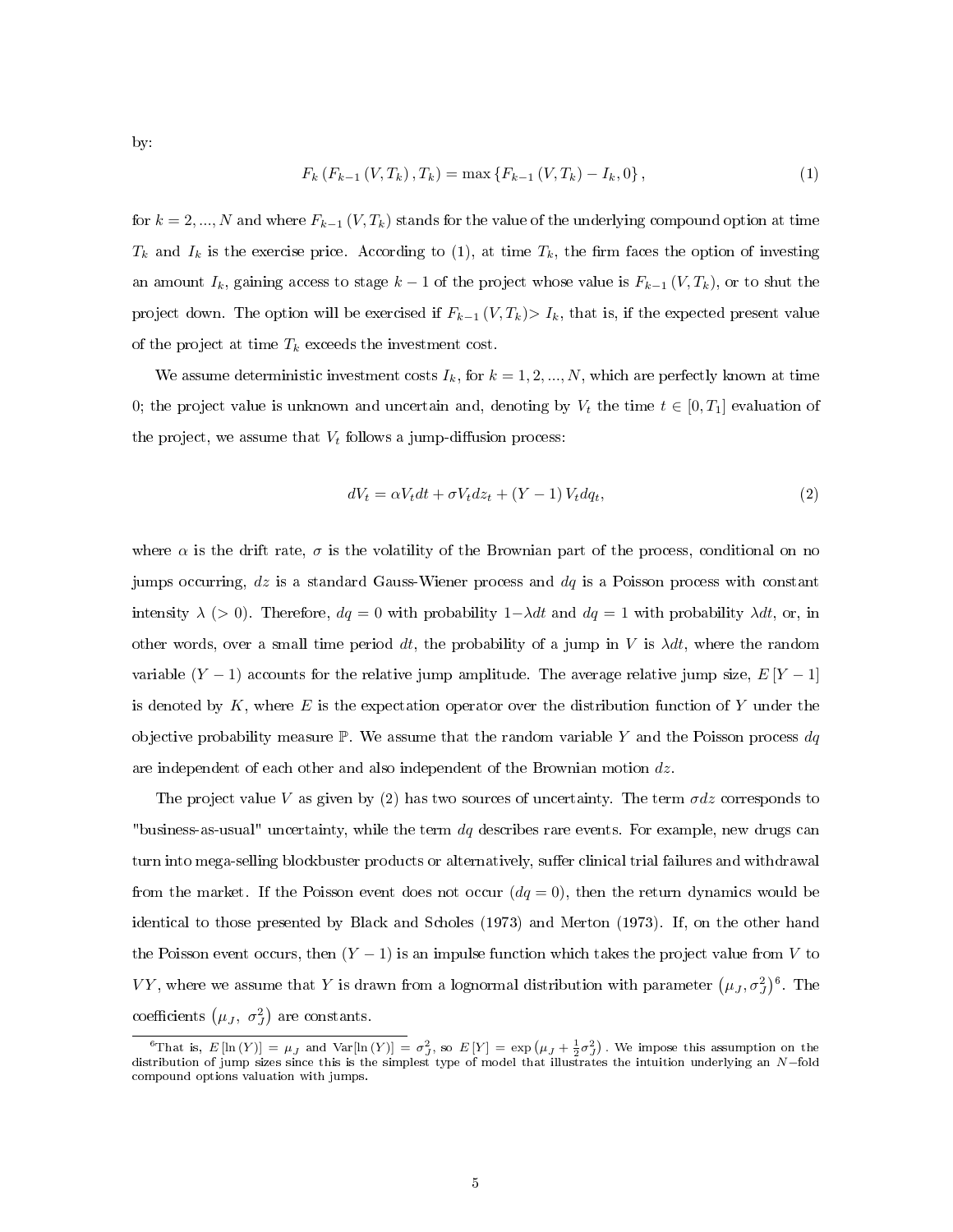by:

$$F_k\left(F_{k-1}\left(V,T_k\right),T_k\right)=\max\left\{F_{k-1}\left(V,T_k\right)-I_k,0\right\}, \tag{1}$$

for $k=2,...,N$ and where $F_{k-1}\left(V,T_k\right)$ stands for the value of the underlying compound option at time $T_k$ and $I_k$ is the exercise price. According to (1), at time $T_k$, the firm faces the option of investing an amount $I_k$, gaining access to stage $k-1$ of the project whose value is $F_{k-1}\left(V,T_k\right)$, or to shut the project down. The option will be exercised if $F_{k-1}\left(V,T_k\right)> I_k$, that is, if the expected present value of the project at time $T_k$ exceeds the investment cost.

We assume deterministic investment costs $I_k$, for $k=1,2,...,N$, which are perfectly known at time 0; the project value is unknown and uncertain and, denoting by $V_t$ the time $t\in[0,T_1]$ evaluation of the project, we assume that $V_t$ follows a jump-diffusion process:

$$dV_t=\alpha V_t dt+\sigma V_t dz_t+\left(Y-1\right)V_t dq_t, \tag{2}$$

where $\alpha$ is the drift rate, $\sigma$ is the volatility of the Brownian part of the process, conditional on no jumps occurring, $dz$ is a standard Gauss-Wiener process and $dq$ is a Poisson process with constant intensity $\lambda$ $(>0)$. Therefore, $dq=0$ with probability $1-\lambda dt$ and $dq=1$ with probability $\lambda dt$, or, in other words, over a small time period $dt$, the probability of a jump in $V$ is $\lambda dt$, where the random variable $(Y-1)$ accounts for the relative jump amplitude. The average relative jump size, $E\left[Y-1\right]$ is denoted by $K$, where $E$ is the expectation operator over the distribution function of $Y$ under the objective probability measure $\mathbb{P}$. We assume that the random variable $Y$ and the Poisson process $dq$ are independent of each other and also independent of the Brownian motion $dz$.

The project value $V$ as given by (2) has two sources of uncertainty. The term $\sigma dz$ corresponds to "business-as-usual" uncertainty, while the term $dq$ describes rare events. For example, new drugs can turn into mega-selling blockbuster products or alternatively, suffer clinical trial failures and withdrawal from the market. If the Poisson event does not occur $(dq=0)$, then the return dynamics would be identical to those presented by Black and Scholes (1973) and Merton (1973). If, on the other hand the Poisson event occurs, then $(Y-1)$ is an impulse function which takes the project value from $V$ to $VY$, where we assume that $Y$ is drawn from a lognormal distribution with parameter $\left(\mu_J,\sigma_J^2\right)$[6]. The coefficients $\left(\mu_J,\ \sigma_J^2\right)$ are constants.

[6] That is, $E\left[\ln\left(Y\right)\right]=\mu_J$ and $\mathrm{Var}[\ln\left(Y\right)]=\sigma_J^2$, so $E\left[Y\right]=\exp\left(\mu_J+\frac{1}{2}\sigma_J^2\right)$. We impose this assumption on the distribution of jump sizes since this is the simplest type of model that illustrates the intuition underlying an $N-$fold compound options valuation with jumps.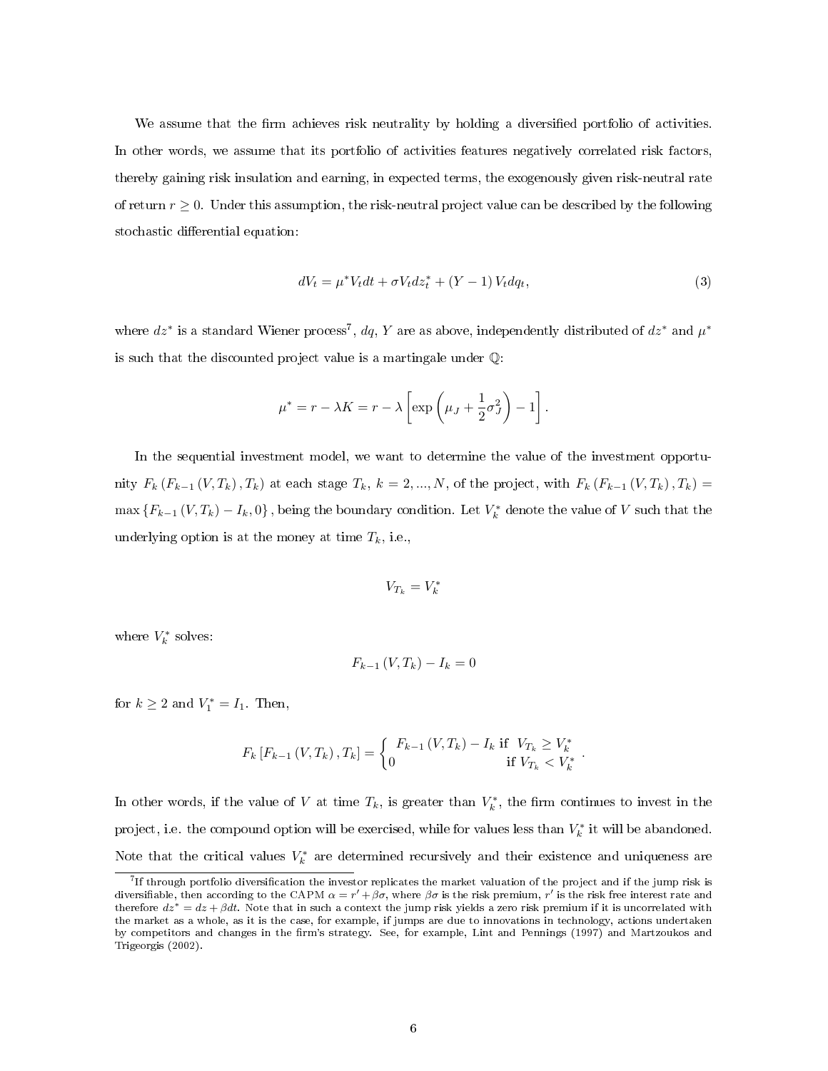We assume that the firm achieves risk neutrality by holding a diversified portfolio of activities. In other words, we assume that its portfolio of activities features negatively correlated risk factors, thereby gaining risk insulation and earning, in expected terms, the exogenously given risk-neutral rate of return $r \geq 0$. Under this assumption, the risk-neutral project value can be described by the following stochastic differential equation:

$$dV_t = \mu^* V_t dt + \sigma V_t dz_t^* + (Y-1) V_t dq_t, \tag{3}$$

where $dz^*$ is a standard Wiener process[7], $dq$, $Y$ are as above, independently distributed of $dz^*$ and $\mu^*$ is such that the discounted project value is a martingale under $\mathbb{Q}$:

$$\mu^* = r - \lambda K = r - \lambda \left[ \exp\left( \mu_J + \frac{1}{2}\sigma_J^2 \right) - 1 \right].$$

In the sequential investment model, we want to determine the value of the investment opportunity $F_k(F_{k-1}(V, T_k), T_k)$ at each stage $T_k$, $k = 2, ..., N$, of the project, with $F_k(F_{k-1}(V, T_k), T_k) = \max\{F_{k-1}(V, T_k) - I_k, 0\}$, being the boundary condition. Let $V_k^*$ denote the value of $V$ such that the underlying option is at the money at time $T_k$, i.e.,

$$V_{T_k} = V_k^*$$

where $V_k^*$ solves:

$$F_{k-1}(V, T_k) - I_k = 0$$

for $k \geq 2$ and $V_1^* = I_1$. Then,

$$F_k[F_{k-1}(V, T_k), T_k] = \begin{cases} F_{k-1}(V, T_k) - I_k & \text{if } V_{T_k} \geq V_k^* \\ 0 & \text{if } V_{T_k} < V_k^* \end{cases}.$$

In other words, if the value of $V$ at time $T_k$, is greater than $V_k^*$, the firm continues to invest in the project, i.e. the compound option will be exercised, while for values less than $V_k^*$ it will be abandoned. Note that the critical values $V_k^*$ are determined recursively and their existence and uniqueness are

---

[7] If through portfolio diversification the investor replicates the market valuation of the project and if the jump risk is diversifiable, then according to the CAPM $\alpha = r' + \beta\sigma$, where $\beta\sigma$ is the risk premium, $r'$ is the risk free interest rate and therefore $dz^* = dz + \beta dt$. Note that in such a context the jump risk yields a zero risk premium if it is uncorrelated with the market as a whole, as it is the case, for example, if jumps are due to innovations in technology, actions undertaken by competitors and changes in the firm's strategy. See, for example, Lint and Pennings (1997) and Martzoukos and Trigeorgis (2002).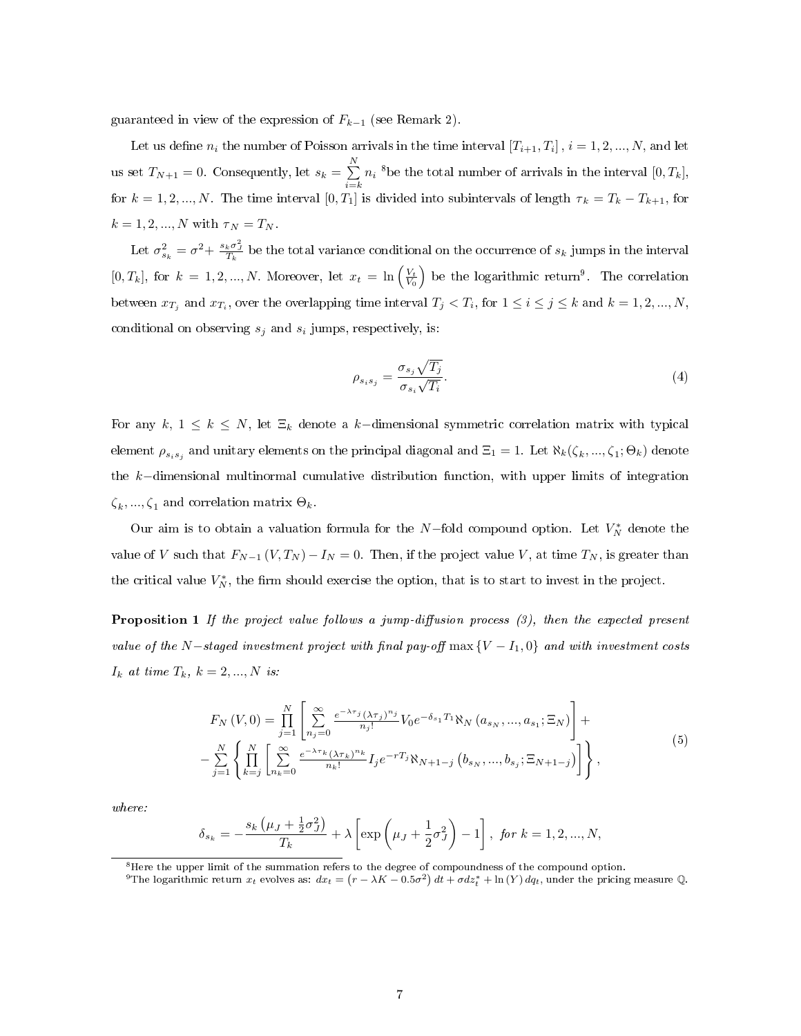guaranteed in view of the expression of $F_{k-1}$ (see Remark 2).

Let us define $n_i$ the number of Poisson arrivals in the time interval $[T_{i+1}, T_i]$, $i = 1, 2, ..., N$, and let us set $T_{N+1} = 0$. Consequently, let $s_k = \sum_{i=k}^{N} n_i$ [8]be the total number of arrivals in the interval $[0, T_k]$, for $k = 1, 2, ..., N$. The time interval $[0, T_1]$ is divided into subintervals of length $\tau_k = T_k - T_{k+1}$, for $k = 1, 2, ..., N$ with $\tau_N = T_N$.

Let $\sigma_{s_k}^2 = \sigma^2 + \frac{s_k \sigma_J^2}{T_k}$ be the total variance conditional on the occurrence of $s_k$ jumps in the interval $[0, T_k]$, for $k = 1, 2, ..., N$. Moreover, let $x_t = \ln\left(\frac{V_t}{V_0}\right)$ be the logarithmic return[9]. The correlation between $x_{T_j}$ and $x_{T_i}$, over the overlapping time interval $T_j < T_i$, for $1 \leq i \leq j \leq k$ and $k = 1, 2, ..., N$, conditional on observing $s_j$ and $s_i$ jumps, respectively, is:

$$\rho_{s_i s_j} = \frac{\sigma_{s_j} \sqrt{T_j}}{\sigma_{s_i} \sqrt{T_i}}. \tag{4}$$

For any $k$, $1 \leq k \leq N$, let $\Xi_k$ denote a $k-$dimensional symmetric correlation matrix with typical element $\rho_{s_i s_j}$ and unitary elements on the principal diagonal and $\Xi_1 = 1$. Let $\aleph_k(\zeta_k, ..., \zeta_1; \Theta_k)$ denote the $k-$dimensional multinormal cumulative distribution function, with upper limits of integration $\zeta_k, ..., \zeta_1$ and correlation matrix $\Theta_k$.

Our aim is to obtain a valuation formula for the $N-$fold compound option. Let $V_N^*$ denote the value of $V$ such that $F_{N-1}(V, T_N) - I_N = 0$. Then, if the project value $V$, at time $T_N$, is greater than the critical value $V_N^*$, the firm should exercise the option, that is to start to invest in the project.

**Proposition 1** *If the project value follows a jump-diffusion process (3), then the expected present value of the $N-$staged investment project with final pay-off $\max\{V - I_1, 0\}$ and with investment costs $I_k$ at time $T_k$, $k = 2, ..., N$ is:*

$$\begin{array}{c} F_N(V, 0) = \prod_{j=1}^{N} \left[ \sum_{n_j=0}^{\infty} \frac{e^{-\lambda \tau_j} (\lambda \tau_j)^{n_j}}{n_j!} V_0 e^{-\delta_{s_1} T_1} \aleph_N \left(a_{s_N}, ..., a_{s_1}; \Xi_N\right) \right] + \\ - \sum_{j=1}^{N} \left\{ \prod_{k=j}^{N} \left[ \sum_{n_k=0}^{\infty} \frac{e^{-\lambda \tau_k} (\lambda \tau_k)^{n_k}}{n_k!} I_j e^{-r T_j} \aleph_{N+1-j} \left(b_{s_N}, ..., b_{s_j}; \Xi_{N+1-j}\right) \right] \right\}, \end{array} \tag{5}$$

*where:*

$$\delta_{s_k} = -\frac{s_k \left(\mu_J + \frac{1}{2}\sigma_J^2\right)}{T_k} + \lambda \left[ \exp\left(\mu_J + \frac{1}{2}\sigma_J^2\right) - 1 \right], \ \textit{for}\ k = 1, 2, ..., N,$$

---

[8] Here the upper limit of the summation refers to the degree of compoundness of the compound option.

[9] The logarithmic return $x_t$ evolves as: $dx_t = \left(r - \lambda K - 0.5\sigma^2\right) dt + \sigma dz_t^* + \ln(Y) dq_t$, under the pricing measure $\mathbb{Q}$.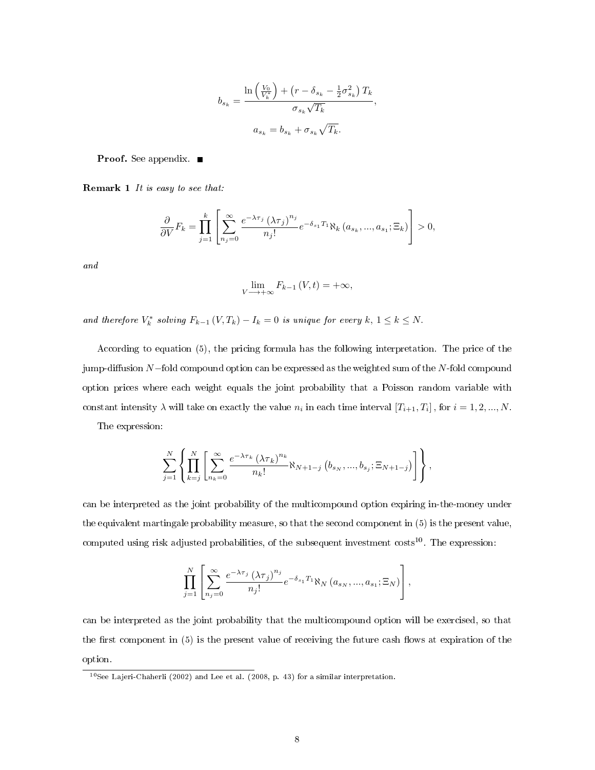$$b_{s_k} = \frac{\ln\left(\frac{V_0}{V_k^*}\right) + \left(r - \delta_{s_k} - \frac{1}{2}\sigma_{s_k}^2\right) T_k}{\sigma_{s_k}\sqrt{T_k}},$$

$$a_{s_k} = b_{s_k} + \sigma_{s_k}\sqrt{T_k}.$$

**Proof.** See appendix. ■

**Remark 1** *It is easy to see that:*

$$\frac{\partial}{\partial V} F_k = \prod_{j=1}^{k} \left[ \sum_{n_j=0}^{\infty} \frac{e^{-\lambda \tau_j} \left(\lambda \tau_j\right)^{n_j}}{n_j!} e^{-\delta_{s_1} T_1} \aleph_k \left(a_{s_k}, ..., a_{s_1}; \Xi_k\right) \right] > 0,$$

*and*

$$\lim_{V \longrightarrow +\infty} F_{k-1}(V, t) = +\infty,$$

*and therefore $V_k^*$ solving $F_{k-1}(V, T_k) - I_k = 0$ is unique for every $k$, $1 \leq k \leq N$.*

According to equation (5), the pricing formula has the following interpretation. The price of the jump-diffusion $N-$fold compound option can be expressed as the weighted sum of the $N$-fold compound option prices where each weight equals the joint probability that a Poisson random variable with constant intensity $\lambda$ will take on exactly the value $n_i$ in each time interval $[T_{i+1}, T_i]$, for $i = 1, 2, ..., N$.

The expression:

$$\sum_{j=1}^{N} \left\{ \prod_{k=j}^{N} \left[ \sum_{n_k=0}^{\infty} \frac{e^{-\lambda \tau_k} \left(\lambda \tau_k\right)^{n_k}}{n_k!} \aleph_{N+1-j} \left(b_{s_N}, ..., b_{s_j}; \Xi_{N+1-j}\right) \right] \right\},$$

can be interpreted as the joint probability of the multicompound option expiring in-the-money under the equivalent martingale probability measure, so that the second component in (5) is the present value, computed using risk adjusted probabilities, of the subsequent investment costs[10]. The expression:

$$\prod_{j=1}^{N} \left[ \sum_{n_j=0}^{\infty} \frac{e^{-\lambda \tau_j} \left(\lambda \tau_j\right)^{n_j}}{n_j!} e^{-\delta_{s_1} T_1} \aleph_N \left(a_{s_N}, ..., a_{s_1}; \Xi_N\right) \right],$$

can be interpreted as the joint probability that the multicompound option will be exercised, so that the first component in (5) is the present value of receiving the future cash flows at expiration of the option.

[10] See Lajeri-Chaherli (2002) and Lee et al. (2008, p. 43) for a similar interpretation.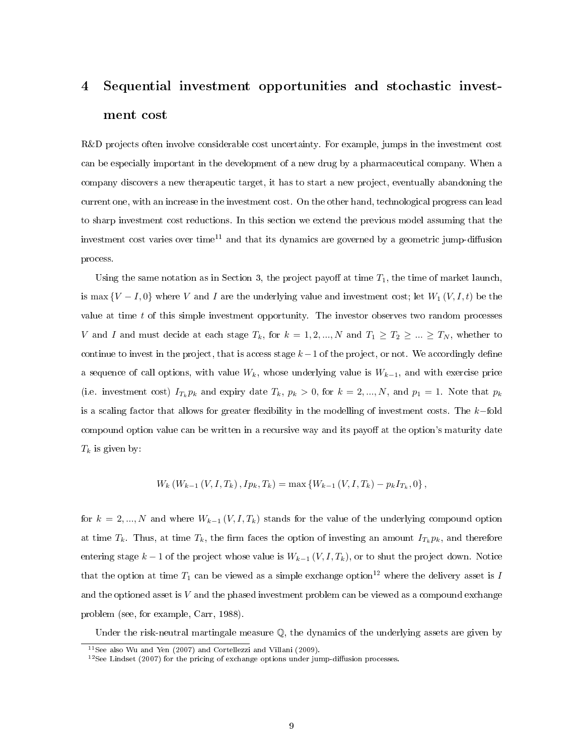# 4 Sequential investment opportunities and stochastic investment cost

R&D projects often involve considerable cost uncertainty. For example, jumps in the investment cost can be especially important in the development of a new drug by a pharmaceutical company. When a company discovers a new therapeutic target, it has to start a new project, eventually abandoning the current one, with an increase in the investment cost. On the other hand, technological progress can lead to sharp investment cost reductions. In this section we extend the previous model assuming that the investment cost varies over time[11] and that its dynamics are governed by a geometric jump-diffusion process.

Using the same notation as in Section 3, the project payoff at time $T_1$, the time of market launch, is $\max\{V - I, 0\}$ where $V$ and $I$ are the underlying value and investment cost; let $W_1(V, I, t)$ be the value at time $t$ of this simple investment opportunity. The investor observes two random processes $V$ and $I$ and must decide at each stage $T_k$, for $k = 1, 2, ..., N$ and $T_1 \geq T_2 \geq ... \geq T_N$, whether to continue to invest in the project, that is access stage $k-1$ of the project, or not. We accordingly define a sequence of call options, with value $W_k$, whose underlying value is $W_{k-1}$, and with exercise price (i.e. investment cost) $I_{T_k} p_k$ and expiry date $T_k$, $p_k > 0$, for $k = 2, ..., N$, and $p_1 = 1$. Note that $p_k$ is a scaling factor that allows for greater flexibility in the modelling of investment costs. The $k-$fold compound option value can be written in a recursive way and its payoff at the option's maturity date $T_k$ is given by:

$$W_k\left(W_{k-1}\left(V, I, T_k\right), I p_k, T_k\right) = \max\left\{W_{k-1}\left(V, I, T_k\right) - p_k I_{T_k}, 0\right\},$$

for $k = 2, ..., N$ and where $W_{k-1}(V, I, T_k)$ stands for the value of the underlying compound option at time $T_k$. Thus, at time $T_k$, the firm faces the option of investing an amount $I_{T_k} p_k$, and therefore entering stage $k-1$ of the project whose value is $W_{k-1}(V, I, T_k)$, or to shut the project down. Notice that the option at time $T_1$ can be viewed as a simple exchange option[12] where the delivery asset is $I$ and the optioned asset is $V$ and the phased investment problem can be viewed as a compound exchange problem (see, for example, Carr, 1988).

Under the risk-neutral martingale measure $\mathbb{Q}$, the dynamics of the underlying assets are given by

[11] See also Wu and Yen (2007) and Cortellezzi and Villani (2009).

[12] See Lindset (2007) for the pricing of exchange options under jump-diffusion processes.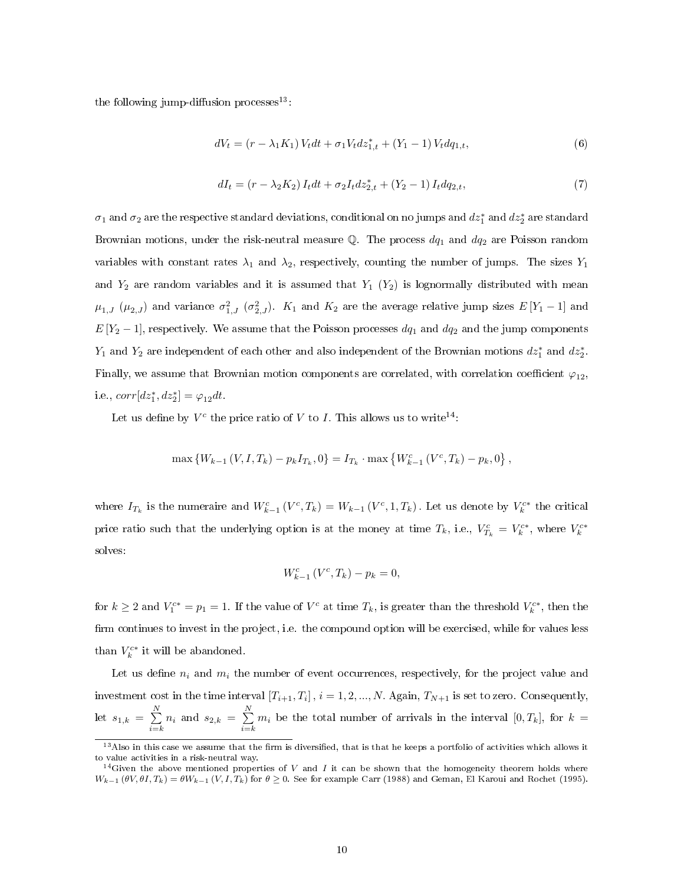the following jump-diffusion processes[13]:

$$dV_t = (r - \lambda_1 K_1) V_t dt + \sigma_1 V_t dz_{1,t}^* + (Y_1 - 1) V_t dq_{1,t}, \tag{6}$$

$$dI_t = (r - \lambda_2 K_2) I_t dt + \sigma_2 I_t dz_{2,t}^* + (Y_2 - 1) I_t dq_{2,t}, \tag{7}$$

$\sigma_1$ and $\sigma_2$ are the respective standard deviations, conditional on no jumps and $dz_1^*$ and $dz_2^*$ are standard Brownian motions, under the risk-neutral measure $\mathbb{Q}$. The process $dq_1$ and $dq_2$ are Poisson random variables with constant rates $\lambda_1$ and $\lambda_2$, respectively, counting the number of jumps. The sizes $Y_1$ and $Y_2$ are random variables and it is assumed that $Y_1$ ($Y_2$) is lognormally distributed with mean $\mu_{1,J}$ ($\mu_{2,J}$) and variance $\sigma_{1,J}^2$ ($\sigma_{2,J}^2$). $K_1$ and $K_2$ are the average relative jump sizes $E[Y_1 - 1]$ and $E[Y_2 - 1]$, respectively. We assume that the Poisson processes $dq_1$ and $dq_2$ and the jump components $Y_1$ and $Y_2$ are independent of each other and also independent of the Brownian motions $dz_1^*$ and $dz_2^*$. Finally, we assume that Brownian motion components are correlated, with correlation coefficient $\varphi_{12}$, i.e., $corr[dz_1^*, dz_2^*] = \varphi_{12} dt$.

Let us define by $V^c$ the price ratio of $V$ to $I$. This allows us to write[14]:

$$\max\left\{W_{k-1}(V, I, T_k) - p_k I_{T_k}, 0\right\} = I_{T_k} \cdot \max\left\{W_{k-1}^c(V^c, T_k) - p_k, 0\right\},$$

where $I_{T_k}$ is the numeraire and $W_{k-1}^c(V^c, T_k) = W_{k-1}(V^c, 1, T_k)$. Let us denote by $V_k^{c*}$ the critical price ratio such that the underlying option is at the money at time $T_k$, i.e., $V_{T_k}^c = V_k^{c*}$, where $V_k^{c*}$ solves:

$$W_{k-1}^c(V^c, T_k) - p_k = 0,$$

for $k \geq 2$ and $V_1^{c*} = p_1 = 1$. If the value of $V^c$ at time $T_k$, is greater than the threshold $V_k^{c*}$, then the firm continues to invest in the project, i.e. the compound option will be exercised, while for values less than $V_k^{c*}$ it will be abandoned.

Let us define $n_i$ and $m_i$ the number of event occurrences, respectively, for the project value and investment cost in the time interval $[T_{i+1}, T_i]$, $i = 1, 2, ..., N$. Again, $T_{N+1}$ is set to zero. Consequently, let $s_{1,k} = \sum_{i=k}^{N} n_i$ and $s_{2,k} = \sum_{i=k}^{N} m_i$ be the total number of arrivals in the interval $[0, T_k]$, for $k =$

[13] Also in this case we assume that the firm is diversified, that is that he keeps a portfolio of activities which allows it to value activities in a risk-neutral way.

[14] Given the above mentioned properties of $V$ and $I$ it can be shown that the homogeneity theorem holds where $W_{k-1}(\theta V, \theta I, T_k) = \theta W_{k-1}(V, I, T_k)$ for $\theta \geq 0$. See for example Carr (1988) and Geman, El Karoui and Rochet (1995).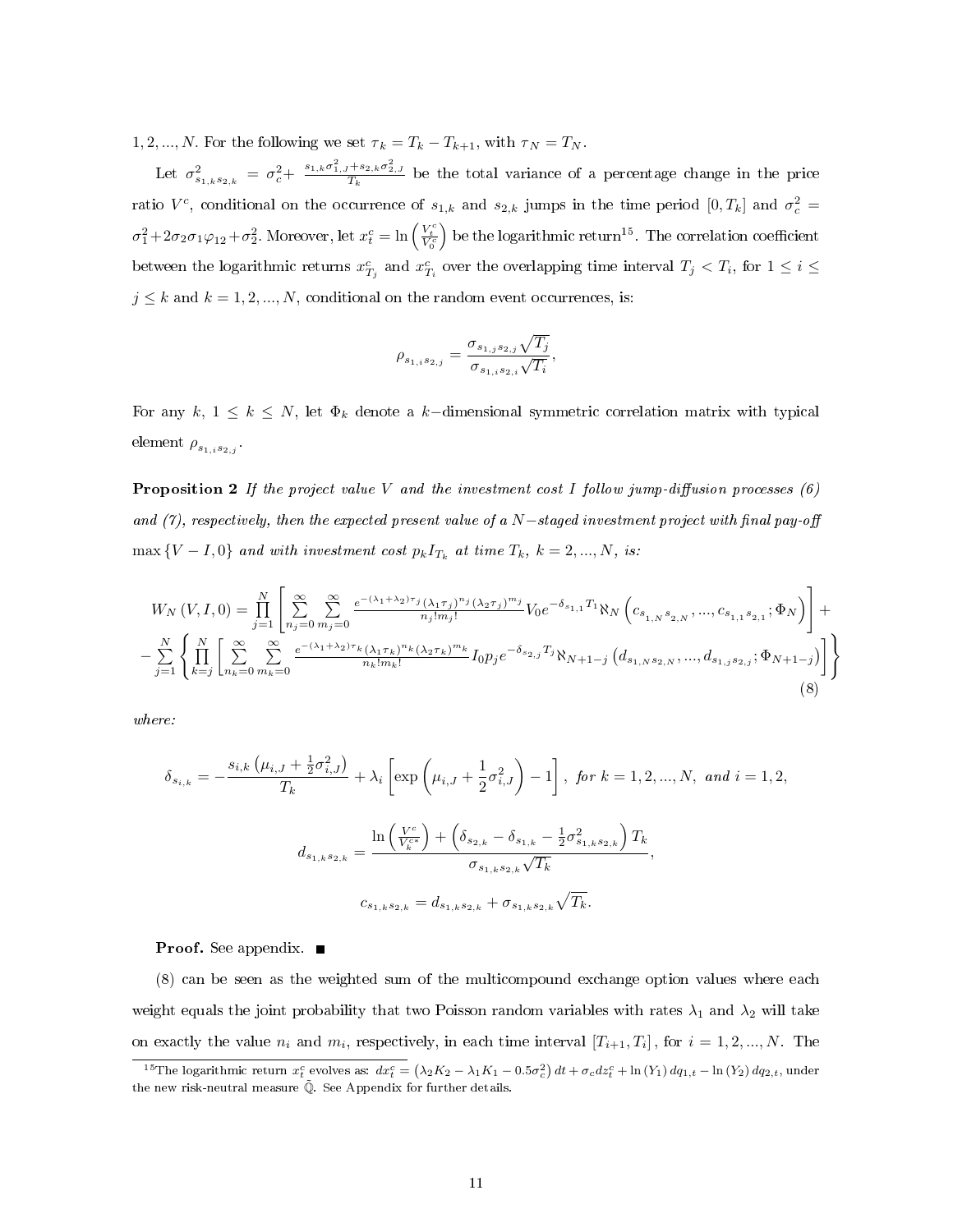$1, 2, ..., N$. For the following we set $\tau_k = T_k - T_{k+1}$, with $\tau_N = T_N$.

Let $\sigma^2_{s_{1,k}s_{2,k}} = \sigma^2_c + \frac{s_{1,k}\sigma^2_{1,J} + s_{2,k}\sigma^2_{2,J}}{T_k}$ be the total variance of a percentage change in the price ratio $V^c$, conditional on the occurrence of $s_{1,k}$ and $s_{2,k}$ jumps in the time period $[0, T_k]$ and $\sigma^2_c = \sigma^2_1 + 2\sigma_2\sigma_1\varphi_{12} + \sigma^2_2$. Moreover, let $x^c_t = \ln\left(\frac{V^c_t}{V^c_0}\right)$ be the logarithmic return[15]. The correlation coefficient between the logarithmic returns $x^c_{T_j}$ and $x^c_{T_i}$ over the overlapping time interval $T_j < T_i$, for $1 \leq i \leq j \leq k$ and $k = 1, 2, ..., N$, conditional on the random event occurrences, is:

$$\rho_{s_{1,i}s_{2,j}} = \frac{\sigma_{s_{1,j}s_{2,j}}\sqrt{T_j}}{\sigma_{s_{1,i}s_{2,i}}\sqrt{T_i}},$$

For any $k$, $1 \leq k \leq N$, let $\Phi_k$ denote a $k-$dimensional symmetric correlation matrix with typical element $\rho_{s_{1,i}s_{2,j}}$.

**Proposition 2** *If the project value $V$ and the investment cost $I$ follow jump-diffusion processes (6) and (7), respectively, then the expected present value of a $N-$staged investment project with final pay-off $\max\{V - I, 0\}$ and with investment cost $p_k I_{T_k}$ at time $T_k$, $k = 2, ..., N$, is:*

$$W_N(V, I, 0) = \prod_{j=1}^{N}\left[\sum_{n_j=0}^{\infty}\sum_{m_j=0}^{\infty}\frac{e^{-(\lambda_1+\lambda_2)\tau_j}(\lambda_1\tau_j)^{n_j}(\lambda_2\tau_j)^{m_j}}{n_j!m_j!}V_0 e^{-\delta_{s_{1,1}}T_1}\aleph_N\left(c_{s_{1,N}s_{2,N}}, ..., c_{s_{1,1}s_{2,1}}; \Phi_N\right)\right] + \\ -\sum_{j=1}^{N}\left\{\prod_{k=j}^{N}\left[\sum_{n_k=0}^{\infty}\sum_{m_k=0}^{\infty}\frac{e^{-(\lambda_1+\lambda_2)\tau_k}(\lambda_1\tau_k)^{n_k}(\lambda_2\tau_k)^{m_k}}{n_k!m_k!}I_0 p_j e^{-\delta_{s_{2,j}}T_j}\aleph_{N+1-j}\left(d_{s_{1,N}s_{2,N}}, ..., d_{s_{1,j}s_{2,j}}; \Phi_{N+1-j}\right)\right]\right\} \tag{8}$$

*where:*

$$\delta_{s_{i,k}} = -\frac{s_{i,k}\left(\mu_{i,J} + \frac{1}{2}\sigma^2_{i,J}\right)}{T_k} + \lambda_i\left[\exp\left(\mu_{i,J} + \frac{1}{2}\sigma^2_{i,J}\right) - 1\right], \textit{ for } k = 1, 2, ..., N, \textit{ and } i = 1, 2,$$

$$d_{s_{1,k}s_{2,k}} = \frac{\ln\left(\frac{V^c}{V^{c*}_k}\right) + \left(\delta_{s_{2,k}} - \delta_{s_{1,k}} - \frac{1}{2}\sigma^2_{s_{1,k}s_{2,k}}\right)T_k}{\sigma_{s_{1,k}s_{2,k}}\sqrt{T_k}},$$

$$c_{s_{1,k}s_{2,k}} = d_{s_{1,k}s_{2,k}} + \sigma_{s_{1,k}s_{2,k}}\sqrt{T_k}.$$

**Proof.** See appendix. ∎

(8) can be seen as the weighted sum of the multicompound exchange option values where each weight equals the joint probability that two Poisson random variables with rates $\lambda_1$ and $\lambda_2$ will take on exactly the value $n_i$ and $m_i$, respectively, in each time interval $[T_{i+1}, T_i]$, for $i = 1, 2, ..., N$. The

[15] The logarithmic return $x^c_t$ evolves as: $dx^c_t = \left(\lambda_2 K_2 - \lambda_1 K_1 - 0.5\sigma^2_c\right)dt + \sigma_c dz^c_t + \ln(Y_1)\,dq_{1,t} - \ln(Y_2)\,dq_{2,t}$, under the new risk-neutral measure $\mathbb{Q}$. See Appendix for further details.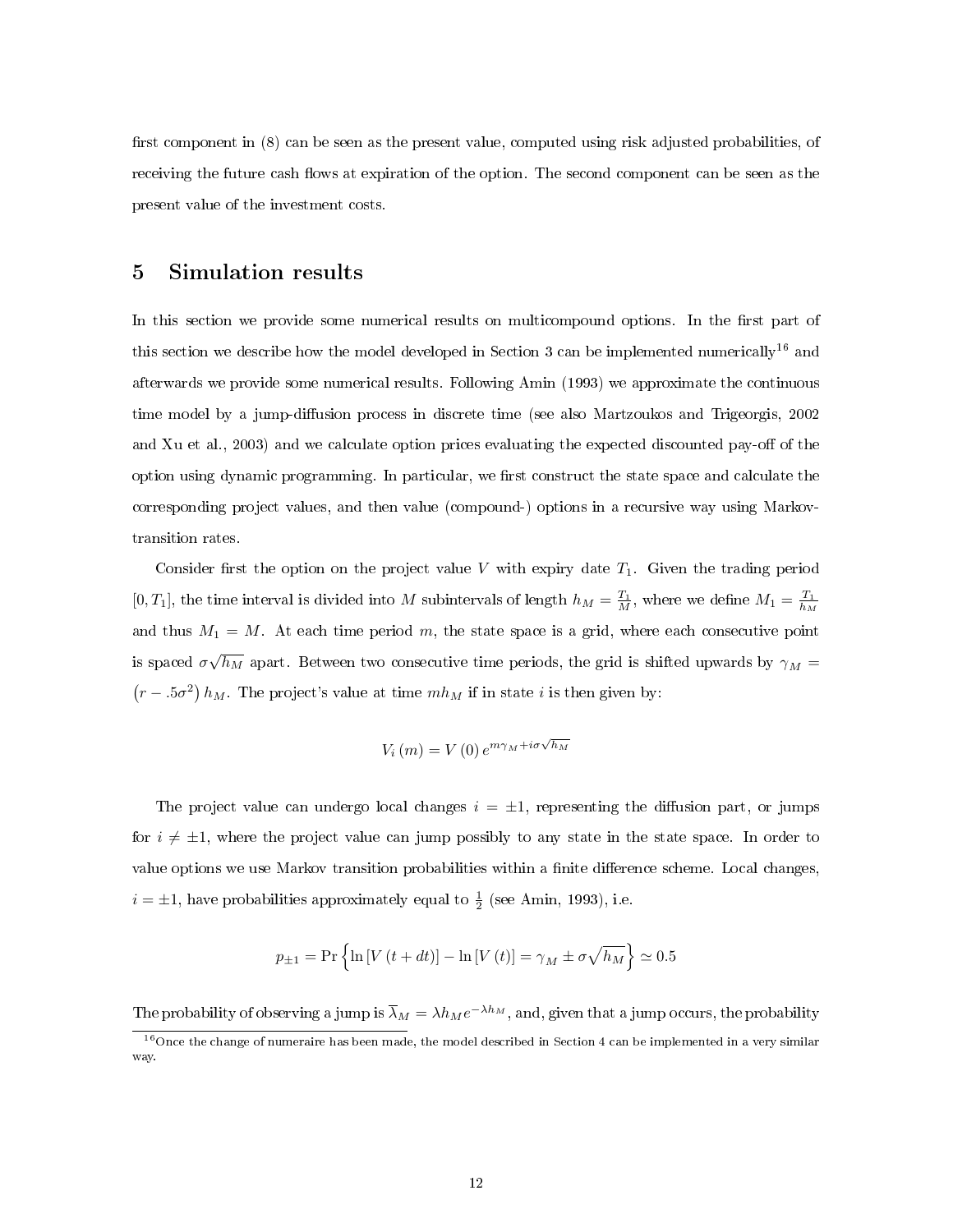first component in (8) can be seen as the present value, computed using risk adjusted probabilities, of receiving the future cash flows at expiration of the option. The second component can be seen as the present value of the investment costs.

# 5 Simulation results

In this section we provide some numerical results on multicompound options. In the first part of this section we describe how the model developed in Section 3 can be implemented numerically[16] and afterwards we provide some numerical results. Following Amin (1993) we approximate the continuous time model by a jump-diffusion process in discrete time (see also Martzoukos and Trigeorgis, 2002 and Xu et al., 2003) and we calculate option prices evaluating the expected discounted pay-off of the option using dynamic programming. In particular, we first construct the state space and calculate the corresponding project values, and then value (compound-) options in a recursive way using Markov-transition rates.

Consider first the option on the project value $V$ with expiry date $T_1$. Given the trading period $[0, T_1]$, the time interval is divided into $M$ subintervals of length $h_M = \frac{T_1}{M}$, where we define $M_1 = \frac{T_1}{h_M}$ and thus $M_1 = M$. At each time period $m$, the state space is a grid, where each consecutive point is spaced $\sigma\sqrt{h_M}$ apart. Between two consecutive time periods, the grid is shifted upwards by $\gamma_M = \left(r - .5\sigma^2\right) h_M$. The project's value at time $mh_M$ if in state $i$ is then given by:

$$V_i\left(m\right) = V\left(0\right) e^{m\gamma_M + i\sigma\sqrt{h_M}}$$

The project value can undergo local changes $i = \pm 1$, representing the diffusion part, or jumps for $i \neq \pm 1$, where the project value can jump possibly to any state in the state space. In order to value options we use Markov transition probabilities within a finite difference scheme. Local changes, $i = \pm 1$, have probabilities approximately equal to $\frac{1}{2}$ (see Amin, 1993), i.e.

$$p_{\pm 1} = \Pr\left\{\ln\left[V\left(t + dt\right)\right] - \ln\left[V\left(t\right)\right] = \gamma_M \pm \sigma\sqrt{h_M}\right\} \simeq 0.5$$

The probability of observing a jump is $\overline{\lambda}_M = \lambda h_M e^{-\lambda h_M}$, and, given that a jump occurs, the probability

[16] Once the change of numeraire has been made, the model described in Section 4 can be implemented in a very similar way.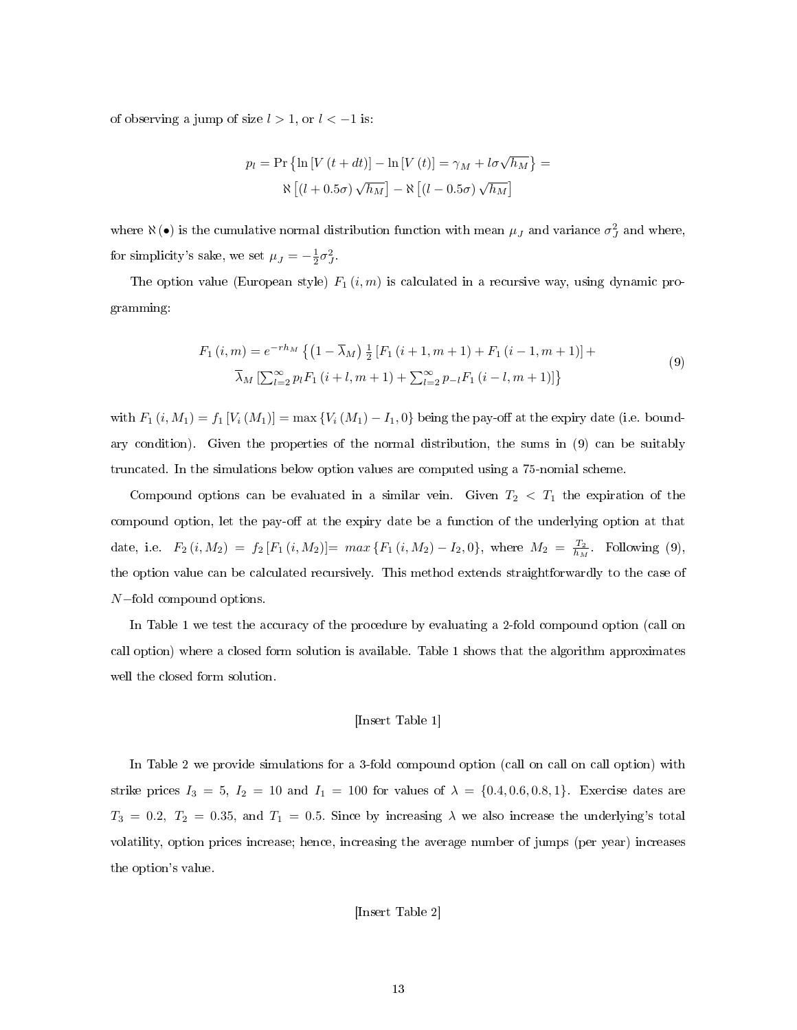of observing a jump of size $l > 1$, or $l < -1$ is:

$$p_l = \Pr\left\{\ln\left[V\left(t+dt\right)\right] - \ln\left[V\left(t\right)\right] = \gamma_M + l\sigma\sqrt{h_M}\right\} = \\ \aleph\left[\left(l+0.5\sigma\right)\sqrt{h_M}\right] - \aleph\left[\left(l-0.5\sigma\right)\sqrt{h_M}\right]$$

where $\aleph\left(\bullet\right)$ is the cumulative normal distribution function with mean $\mu_J$ and variance $\sigma_J^2$ and where, for simplicity's sake, we set $\mu_J = -\frac{1}{2}\sigma_J^2$.

The option value (European style) $F_1\left(i,m\right)$ is calculated in a recursive way, using dynamic programming:

$$F_1\left(i,m\right) = e^{-rh_M}\left\{\left(1-\overline{\lambda}_M\right)\tfrac{1}{2}\left[F_1\left(i+1,m+1\right)+F_1\left(i-1,m+1\right)\right] + \right. \\ \left. \overline{\lambda}_M\left[\sum_{l=2}^{\infty}p_l F_1\left(i+l,m+1\right)+\sum_{l=2}^{\infty}p_{-l}F_1\left(i-l,m+1\right)\right]\right\} \tag{9}$$

with $F_1\left(i,M_1\right) = f_1\left[V_i\left(M_1\right)\right] = \max\left\{V_i\left(M_1\right) - I_1, 0\right\}$ being the pay-off at the expiry date (i.e. boundary condition). Given the properties of the normal distribution, the sums in (9) can be suitably truncated. In the simulations below option values are computed using a 75-nomial scheme.

Compound options can be evaluated in a similar vein. Given $T_2 < T_1$ the expiration of the compound option, let the pay-off at the expiry date be a function of the underlying option at that date, i.e. $F_2\left(i,M_2\right) = f_2\left[F_1\left(i,M_2\right)\right] = max\left\{F_1\left(i,M_2\right) - I_2, 0\right\}$, where $M_2 = \frac{T_2}{h_M}$. Following (9), the option value can be calculated recursively. This method extends straightforwardly to the case of $N-$fold compound options.

In Table 1 we test the accuracy of the procedure by evaluating a 2-fold compound option (call on call option) where a closed form solution is available. Table 1 shows that the algorithm approximates well the closed form solution.

[Insert Table 1]

In Table 2 we provide simulations for a 3-fold compound option (call on call on call option) with strike prices $I_3 = 5$, $I_2 = 10$ and $I_1 = 100$ for values of $\lambda = \{0.4, 0.6, 0.8, 1\}$. Exercise dates are $T_3 = 0.2$, $T_2 = 0.35$, and $T_1 = 0.5$. Since by increasing $\lambda$ we also increase the underlying's total volatility, option prices increase; hence, increasing the average number of jumps (per year) increases the option's value.

[Insert Table 2]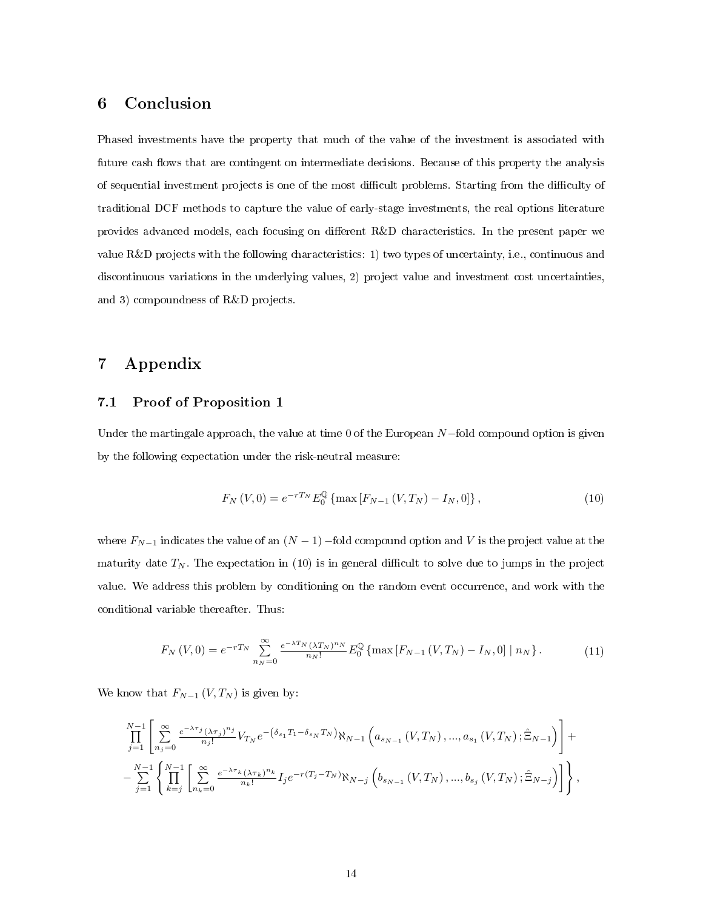# 6 Conclusion

Phased investments have the property that much of the value of the investment is associated with future cash flows that are contingent on intermediate decisions. Because of this property the analysis of sequential investment projects is one of the most difficult problems. Starting from the difficulty of traditional DCF methods to capture the value of early-stage investments, the real options literature provides advanced models, each focusing on different R&D characteristics. In the present paper we value R&D projects with the following characteristics: 1) two types of uncertainty, i.e., continuous and discontinuous variations in the underlying values, 2) project value and investment cost uncertainties, and 3) compoundness of R&D projects.

# 7 Appendix

## 7.1 Proof of Proposition 1

Under the martingale approach, the value at time 0 of the European $N-$fold compound option is given by the following expectation under the risk-neutral measure:

$$F_N(V,0) = e^{-rT_N} E_0^{\mathbb{Q}} \left\{ \max\left[ F_{N-1}(V,T_N) - I_N, 0 \right] \right\}, \tag{10}$$

where $F_{N-1}$ indicates the value of an $(N-1)-$fold compound option and $V$ is the project value at the maturity date $T_N$. The expectation in (10) is in general difficult to solve due to jumps in the project value. We address this problem by conditioning on the random event occurrence, and work with the conditional variable thereafter. Thus:

$$F_N(V,0) = e^{-rT_N} \sum_{n_N=0}^{\infty} \frac{e^{-\lambda T_N} (\lambda T_N)^{n_N}}{n_N!} E_0^{\mathbb{Q}} \left\{ \max\left[ F_{N-1}(V,T_N) - I_N, 0 \right] \mid n_N \right\}. \tag{11}$$

We know that $F_{N-1}(V,T_N)$ is given by:

$$\prod_{j=1}^{N-1} \left[ \sum_{n_j=0}^{\infty} \frac{e^{-\lambda \tau_j} (\lambda \tau_j)^{n_j}}{n_j!} V_{T_N} e^{-\left(\delta_{s_1} T_1 - \delta_{s_N} T_N\right)} \aleph_{N-1}\left( a_{s_{N-1}}(V,T_N), ..., a_{s_1}(V,T_N); \hat{\Xi}_{N-1} \right) \right] +$$

$$- \sum_{j=1}^{N-1} \left\{ \prod_{k=j}^{N-1} \left[ \sum_{n_k=0}^{\infty} \frac{e^{-\lambda \tau_k} (\lambda \tau_k)^{n_k}}{n_k!} I_j e^{-r(T_j - T_N)} \aleph_{N-j}\left( b_{s_{N-1}}(V,T_N), ..., b_{s_j}(V,T_N); \hat{\Xi}_{N-j} \right) \right] \right\},$$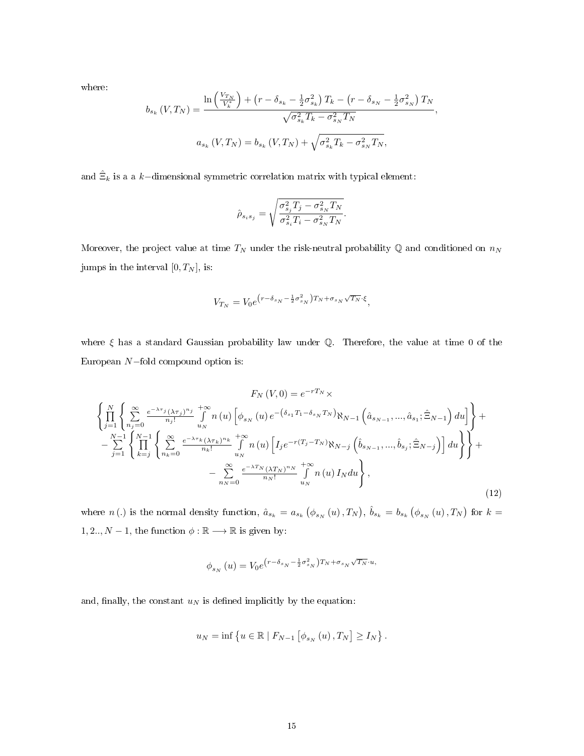where:

$$b_{s_k}(V, T_N) = \frac{\ln\left(\frac{V_{T_N}}{V_k^*}\right) + \left(r - \delta_{s_k} - \frac{1}{2}\sigma_{s_k}^2\right)T_k - \left(r - \delta_{s_N} - \frac{1}{2}\sigma_{s_N}^2\right)T_N}{\sqrt{\sigma_{s_k}^2 T_k - \sigma_{s_N}^2 T_N}},$$

$$a_{s_k}(V, T_N) = b_{s_k}(V, T_N) + \sqrt{\sigma_{s_k}^2 T_k - \sigma_{s_N}^2 T_N},$$

and $\hat{\Xi}_k$ is a a $k-$dimensional symmetric correlation matrix with typical element:

$$\hat{\rho}_{s_i s_j} = \sqrt{\frac{\sigma_{s_j}^2 T_j - \sigma_{s_N}^2 T_N}{\sigma_{s_i}^2 T_i - \sigma_{s_N}^2 T_N}}.$$

Moreover, the project value at time $T_N$ under the risk-neutral probability $\mathbb{Q}$ and conditioned on $n_N$ jumps in the interval $[0, T_N]$, is:

$$V_{T_N} = V_0 e^{\left(r - \delta_{s_N} - \frac{1}{2}\sigma_{s_N}^2\right)T_N + \sigma_{s_N}\sqrt{T_N}\cdot\xi},$$

where $\xi$ has a standard Gaussian probability law under $\mathbb{Q}$. Therefore, the value at time 0 of the European $N-$fold compound option is:

$$\begin{aligned}
&F_N(V, 0) = e^{-rT_N} \times \\
&\left\{ \prod_{j=1}^{N} \left\{ \sum_{n_j=0}^{\infty} \frac{e^{-\lambda\tau_j}(\lambda\tau_j)^{n_j}}{n_j!} \int_{u_N}^{+\infty} n(u) \left[ \phi_{s_N}(u) e^{-\left(\delta_{s_1}T_1 - \delta_{s_N}T_N\right)} \aleph_{N-1}\left(\hat{a}_{s_{N-1}}, ..., \hat{a}_{s_1}; \hat{\Xi}_{N-1}\right) du \right] \right\} + \right. \\
&- \sum_{j=1}^{N-1} \left\{ \prod_{k=j}^{N-1} \left\{ \sum_{n_k=0}^{\infty} \frac{e^{-\lambda\tau_k}(\lambda\tau_k)^{n_k}}{n_k!} \int_{u_N}^{+\infty} n(u) \left[ I_j e^{-r(T_j - T_N)} \aleph_{N-j}\left(\hat{b}_{s_{N-1}}, ..., \hat{b}_{s_j}; \hat{\Xi}_{N-j}\right) \right] du \right\} \right\} + \\
&\left. - \sum_{n_N=0}^{\infty} \frac{e^{-\lambda T_N}(\lambda T_N)^{n_N}}{n_N!} \int_{u_N}^{+\infty} n(u) I_N du \right\},
\end{aligned} \tag{12}$$

where $n(.)$ is the normal density function, $\hat{a}_{s_k} = a_{s_k}\left(\phi_{s_N}(u), T_N\right)$, $\hat{b}_{s_k} = b_{s_k}\left(\phi_{s_N}(u), T_N\right)$ for $k = 1, 2.., N-1$, the function $\phi : \mathbb{R} \longrightarrow \mathbb{R}$ is given by:

$$\phi_{s_N}(u) = V_0 e^{\left(r - \delta_{s_N} - \frac{1}{2}\sigma_{s_N}^2\right)T_N + \sigma_{s_N}\sqrt{T_N}\cdot u},$$

and, finally, the constant $u_N$ is defined implicitly by the equation:

$$u_N = \inf\left\{ u \in \mathbb{R} \mid F_{N-1}\left[\phi_{s_N}(u), T_N\right] \geq I_N \right\}.$$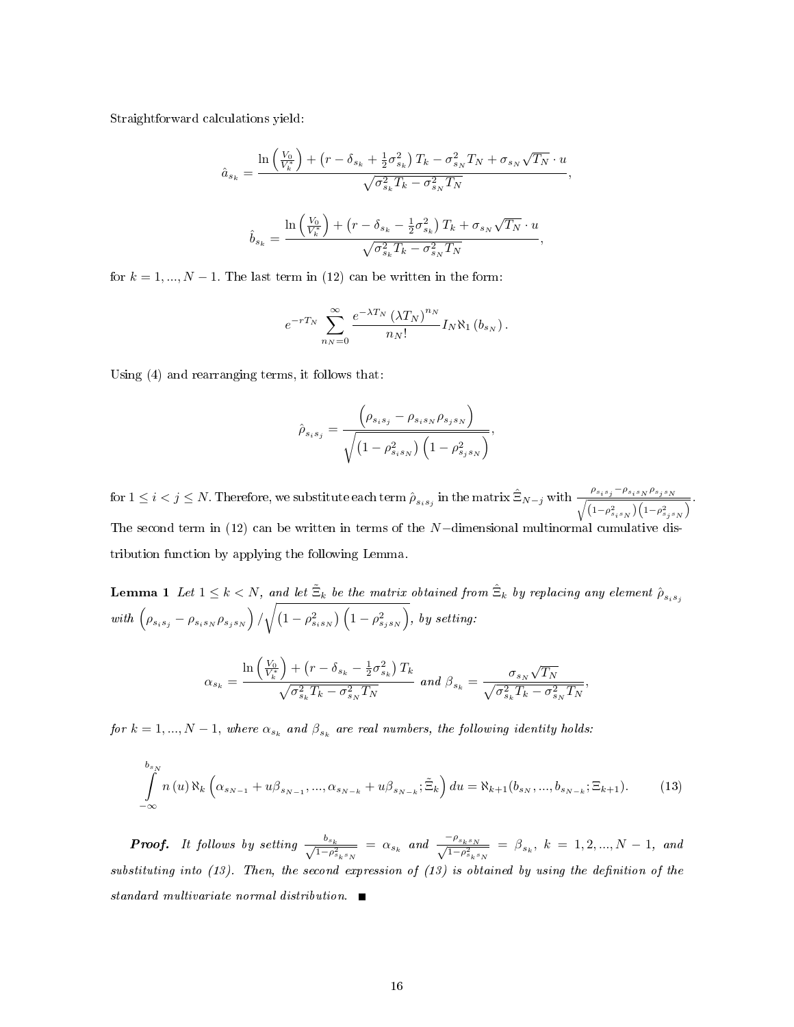Straightforward calculations yield:

$$\hat{a}_{s_k} = \frac{\ln\left(\frac{V_0}{V_k^*}\right) + \left(r - \delta_{s_k} + \frac{1}{2}\sigma_{s_k}^2\right) T_k - \sigma_{s_N}^2 T_N + \sigma_{s_N}\sqrt{T_N} \cdot u}{\sqrt{\sigma_{s_k}^2 T_k - \sigma_{s_N}^2 T_N}},$$

$$\hat{b}_{s_k} = \frac{\ln\left(\frac{V_0}{V_k^*}\right) + \left(r - \delta_{s_k} - \frac{1}{2}\sigma_{s_k}^2\right) T_k + \sigma_{s_N}\sqrt{T_N} \cdot u}{\sqrt{\sigma_{s_k}^2 T_k - \sigma_{s_N}^2 T_N}},$$

for $k = 1, ..., N-1$. The last term in (12) can be written in the form:

$$e^{-rT_N} \sum_{n_N=0}^{\infty} \frac{e^{-\lambda T_N} (\lambda T_N)^{n_N}}{n_N!} I_N \aleph_1 (b_{s_N}).$$

Using (4) and rearranging terms, it follows that:

$$\hat{\rho}_{s_i s_j} = \frac{\left(\rho_{s_i s_j} - \rho_{s_i s_N}\rho_{s_j s_N}\right)}{\sqrt{\left(1-\rho_{s_i s_N}^2\right)\left(1-\rho_{s_j s_N}^2\right)}},$$

for $1 \le i < j \le N$. Therefore, we substitute each term $\hat{\rho}_{s_i s_j}$ in the matrix $\hat{\Xi}_{N-j}$ with $\frac{\rho_{s_i s_j} - \rho_{s_i s_N}\rho_{s_j s_N}}{\sqrt{\left(1-\rho_{s_i s_N}^2\right)\left(1-\rho_{s_j s_N}^2\right)}}$. The second term in (12) can be written in terms of the $N-$dimensional multinormal cumulative distribution function by applying the following Lemma.

**Lemma 1** *Let $1 \le k < N$, and let $\tilde{\hat{\Xi}}_k$ be the matrix obtained from $\hat{\Xi}_k$ by replacing any element $\hat{\rho}_{s_i s_j}$ with $\left(\rho_{s_i s_j} - \rho_{s_i s_N}\rho_{s_j s_N}\right) / \sqrt{\left(1-\rho_{s_i s_N}^2\right)\left(1-\rho_{s_j s_N}^2\right)}$, by setting:*

$$\alpha_{s_k} = \frac{\ln\left(\frac{V_0}{V_k^*}\right) + \left(r - \delta_{s_k} - \frac{1}{2}\sigma_{s_k}^2\right) T_k}{\sqrt{\sigma_{s_k}^2 T_k - \sigma_{s_N}^2 T_N}} \text{ and } \beta_{s_k} = \frac{\sigma_{s_N}\sqrt{T_N}}{\sqrt{\sigma_{s_k}^2 T_k - \sigma_{s_N}^2 T_N}},$$

*for $k = 1, ..., N-1$, where $\alpha_{s_k}$ and $\beta_{s_k}$ are real numbers, the following identity holds:*

$$\int_{-\infty}^{b_{s_N}} n(u)\, \aleph_k \left(\alpha_{s_{N-1}} + u\beta_{s_{N-1}}, ..., \alpha_{s_{N-k}} + u\beta_{s_{N-k}}; \tilde{\hat{\Xi}}_k\right) du = \aleph_{k+1}(b_{s_N}, ..., b_{s_{N-k}}; \Xi_{k+1}). \tag{13}$$

***Proof.*** *It follows by setting $\frac{b_{s_k}}{\sqrt{1-\rho_{s_k s_N}^2}} = \alpha_{s_k}$ and $\frac{-\rho_{s_k s_N}}{\sqrt{1-\rho_{s_k s_N}^2}} = \beta_{s_k}$, $k = 1, 2, ..., N-1$, and substituting into (13). Then, the second expression of (13) is obtained by using the definition of the standard multivariate normal distribution.* ■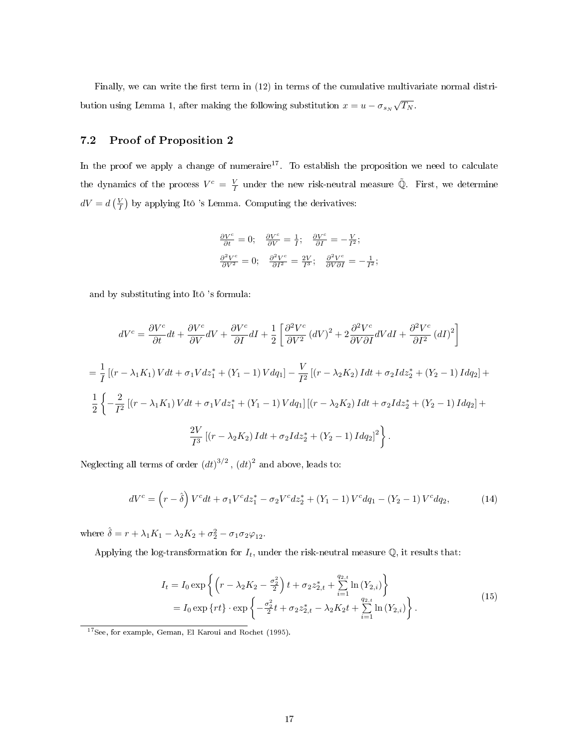Finally, we can write the first term in (12) in terms of the cumulative multivariate normal distribution using Lemma 1, after making the following substitution $x = u - \sigma_{s_N}\sqrt{T_N}$.

## 7.2 Proof of Proposition 2

In the proof we apply a change of numeraire[17]. To establish the proposition we need to calculate the dynamics of the process $V^c = \frac{V}{I}$ under the new risk-neutral measure $\tilde{\mathbb{Q}}$. First, we determine $dV = d\left(\frac{V}{I}\right)$ by applying Itô 's Lemma. Computing the derivatives:

$$
\begin{array}{lll}
\frac{\partial V^c}{\partial t} = 0; & \frac{\partial V^c}{\partial V} = \frac{1}{I}; & \frac{\partial V^c}{\partial I} = -\frac{V}{I^2}; \\
\frac{\partial^2 V^c}{\partial V^2} = 0; & \frac{\partial^2 V^c}{\partial I^2} = \frac{2V}{I^3}; & \frac{\partial^2 V^c}{\partial V \partial I} = -\frac{1}{I^2};
\end{array}
$$

and by substituting into Itô 's formula:

$$
dV^c = \frac{\partial V^c}{\partial t}dt + \frac{\partial V^c}{\partial V}dV + \frac{\partial V^c}{\partial I}dI + \frac{1}{2}\left[\frac{\partial^2 V^c}{\partial V^2}(dV)^2 + 2\frac{\partial^2 V^c}{\partial V \partial I}dVdI + \frac{\partial^2 V^c}{\partial I^2}(dI)^2\right]
$$

$$
= \frac{1}{I}\left[(r - \lambda_1 K_1) V dt + \sigma_1 V dz_1^* + (Y_1 - 1) V dq_1\right] - \frac{V}{I^2}\left[(r - \lambda_2 K_2) I dt + \sigma_2 I dz_2^* + (Y_2 - 1) I dq_2\right] +
$$

$$
\frac{1}{2}\left\{-\frac{2}{I^2}\left[(r - \lambda_1 K_1) V dt + \sigma_1 V dz_1^* + (Y_1 - 1) V dq_1\right]\left[(r - \lambda_2 K_2) I dt + \sigma_2 I dz_2^* + (Y_2 - 1) I dq_2\right] + \right.
$$

$$
\left. \frac{2V}{I^3}\left[(r - \lambda_2 K_2) I dt + \sigma_2 I dz_2^* + (Y_2 - 1) I dq_2\right]^2\right\}.
$$

Neglecting all terms of order $(dt)^{3/2}$, $(dt)^2$ and above, leads to:

$$
dV^c = \left(r - \hat{\delta}\right) V^c dt + \sigma_1 V^c dz_1^* - \sigma_2 V^c dz_2^* + (Y_1 - 1) V^c dq_1 - (Y_2 - 1) V^c dq_2, \tag{14}
$$

where $\hat{\delta} = r + \lambda_1 K_1 - \lambda_2 K_2 + \sigma_2^2 - \sigma_1 \sigma_2 \varphi_{12}$.

Applying the log-transformation for $I_t$, under the risk-neutral measure $\mathbb{Q}$, it results that:

$$
\begin{aligned}
I_t &= I_0 \exp\left\{\left(r - \lambda_2 K_2 - \frac{\sigma_2^2}{2}\right)t + \sigma_2 z_{2,t}^* + \sum_{i=1}^{q_{2,t}} \ln(Y_{2,i})\right\} \\
&= I_0 \exp\{rt\} \cdot \exp\left\{-\frac{\sigma_2^2}{2}t + \sigma_2 z_{2,t}^* - \lambda_2 K_2 t + \sum_{i=1}^{q_{2,t}} \ln(Y_{2,i})\right\}.
\end{aligned} \tag{15}
$$

[17] See, for example, Geman, El Karoui and Rochet (1995).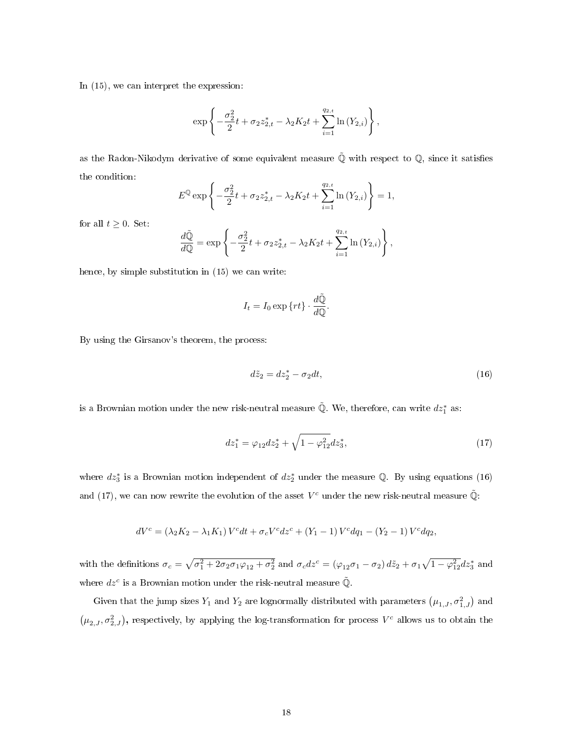In (15), we can interpret the expression:

$$\exp\left\{-\frac{\sigma_2^2}{2}t + \sigma_2 z_{2,t}^* - \lambda_2 K_2 t + \sum_{i=1}^{q_{2,t}} \ln\left(Y_{2,i}\right)\right\},$$

as the Radon-Nikodym derivative of some equivalent measure $\tilde{\mathbb{Q}}$ with respect to $\mathbb{Q}$, since it satisfies the condition:

$$E^{\mathbb{Q}} \exp\left\{-\frac{\sigma_2^2}{2}t + \sigma_2 z_{2,t}^* - \lambda_2 K_2 t + \sum_{i=1}^{q_{2,t}} \ln\left(Y_{2,i}\right)\right\} = 1,$$

for all $t \geq 0$. Set:

$$\frac{d\tilde{\mathbb{Q}}}{d\mathbb{Q}} = \exp\left\{-\frac{\sigma_2^2}{2}t + \sigma_2 z_{2,t}^* - \lambda_2 K_2 t + \sum_{i=1}^{q_{2,t}} \ln\left(Y_{2,i}\right)\right\},$$

hence, by simple substitution in (15) we can write:

$$I_t = I_0 \exp\{rt\} \cdot \frac{d\tilde{\mathbb{Q}}}{d\mathbb{Q}}.$$

By using the Girsanov's theorem, the process:

$$d\tilde{z}_2 = dz_2^* - \sigma_2 dt, \tag{16}$$

is a Brownian motion under the new risk-neutral measure $\tilde{\mathbb{Q}}$. We, therefore, can write $dz_1^*$ as:

$$dz_1^* = \varphi_{12} dz_2^* + \sqrt{1 - \varphi_{12}^2} dz_3^*, \tag{17}$$

where $dz_3^*$ is a Brownian motion independent of $dz_2^*$ under the measure $\mathbb{Q}$. By using equations (16) and (17), we can now rewrite the evolution of the asset $V^c$ under the new risk-neutral measure $\tilde{\mathbb{Q}}$:

$$dV^c = \left(\lambda_2 K_2 - \lambda_1 K_1\right) V^c dt + \sigma_c V^c dz^c + \left(Y_1 - 1\right) V^c dq_1 - \left(Y_2 - 1\right) V^c dq_2,$$

with the definitions $\sigma_c = \sqrt{\sigma_1^2 + 2\sigma_2\sigma_1\varphi_{12} + \sigma_2^2}$ and $\sigma_c dz^c = \left(\varphi_{12}\sigma_1 - \sigma_2\right) d\tilde{z}_2 + \sigma_1\sqrt{1 - \varphi_{12}^2} dz_3^*$ and where $dz^c$ is a Brownian motion under the risk-neutral measure $\tilde{\mathbb{Q}}$.

Given that the jump sizes $Y_1$ and $Y_2$ are lognormally distributed with parameters $\left(\mu_{1,J}, \sigma_{1,J}^2\right)$ and $\left(\mu_{2,J}, \sigma_{2,J}^2\right)$, respectively, by applying the log-transformation for process $V^c$ allows us to obtain the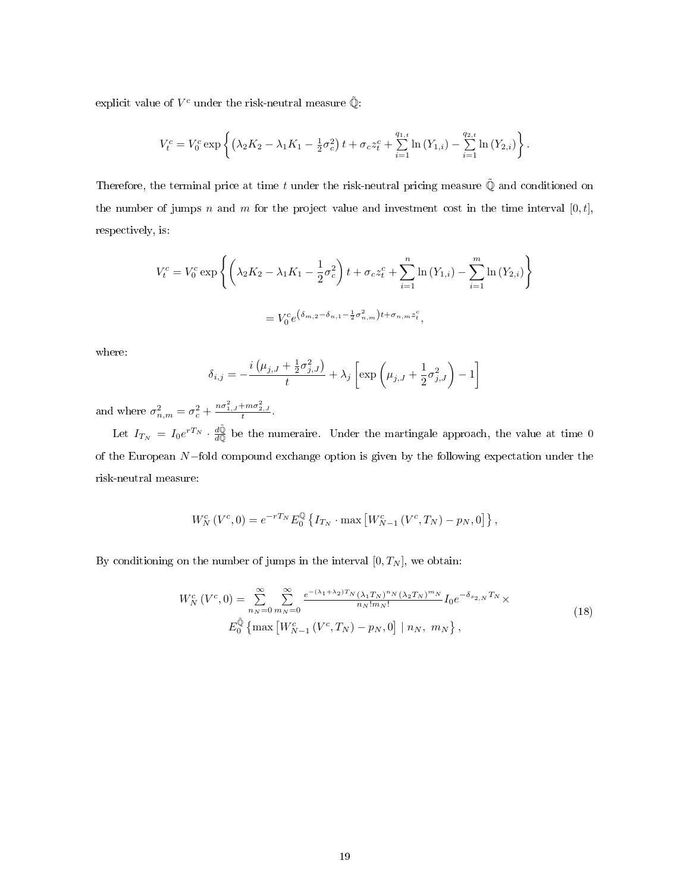explicit value of $V^c$ under the risk-neutral measure $\tilde{\mathbb{Q}}$:

$$V_t^c = V_0^c \exp\left\{ \left(\lambda_2 K_2 - \lambda_1 K_1 - \tfrac{1}{2}\sigma_c^2\right) t + \sigma_c z_t^c + \sum_{i=1}^{q_{1,t}} \ln\left(Y_{1,i}\right) - \sum_{i=1}^{q_{2,t}} \ln\left(Y_{2,i}\right) \right\}.$$

Therefore, the terminal price at time $t$ under the risk-neutral pricing measure $\tilde{\mathbb{Q}}$ and conditioned on the number of jumps $n$ and $m$ for the project value and investment cost in the time interval $[0, t]$, respectively, is:

$$V_t^c = V_0^c \exp\left\{ \left(\lambda_2 K_2 - \lambda_1 K_1 - \frac{1}{2}\sigma_c^2\right) t + \sigma_c z_t^c + \sum_{i=1}^{n} \ln\left(Y_{1,i}\right) - \sum_{i=1}^{m} \ln\left(Y_{2,i}\right) \right\}$$

$$= V_0^c e^{\left(\delta_{m,2} - \delta_{n,1} - \frac{1}{2}\sigma_{n,m}^2\right)t + \sigma_{n,m} z_t^c},$$

where:

$$\delta_{i,j} = -\frac{i\left(\mu_{j,J} + \frac{1}{2}\sigma_{j,J}^2\right)}{t} + \lambda_j \left[\exp\left(\mu_{j,J} + \frac{1}{2}\sigma_{j,J}^2\right) - 1\right]$$

and where $\sigma_{n,m}^2 = \sigma_c^2 + \frac{n\sigma_{1,J}^2 + m\sigma_{2,J}^2}{t}$.

Let $I_{T_N} = I_0 e^{rT_N} \cdot \frac{d\tilde{\mathbb{Q}}}{d\mathbb{Q}}$ be the numeraire. Under the martingale approach, the value at time 0 of the European $N-$fold compound exchange option is given by the following expectation under the risk-neutral measure:

$$W_N^c\left(V^c, 0\right) = e^{-rT_N} E_0^{\mathbb{Q}}\left\{ I_{T_N} \cdot \max\left[W_{N-1}^c\left(V^c, T_N\right) - p_N, 0\right] \right\},$$

By conditioning on the number of jumps in the interval $[0, T_N]$, we obtain:

$$\begin{aligned} W_N^c\left(V^c, 0\right) = \sum_{n_N=0}^{\infty} \sum_{m_N=0}^{\infty} & \frac{e^{-(\lambda_1+\lambda_2)T_N}\left(\lambda_1 T_N\right)^{n_N}\left(\lambda_2 T_N\right)^{m_N}}{n_N! m_N!} I_0 e^{-\delta_{s_{2,N}} T_N} \times \\ & E_0^{\tilde{\mathbb{Q}}}\left\{ \max\left[W_{N-1}^c\left(V^c, T_N\right) - p_N, 0\right] \mid n_N,\ m_N \right\}, \end{aligned} \tag{18}$$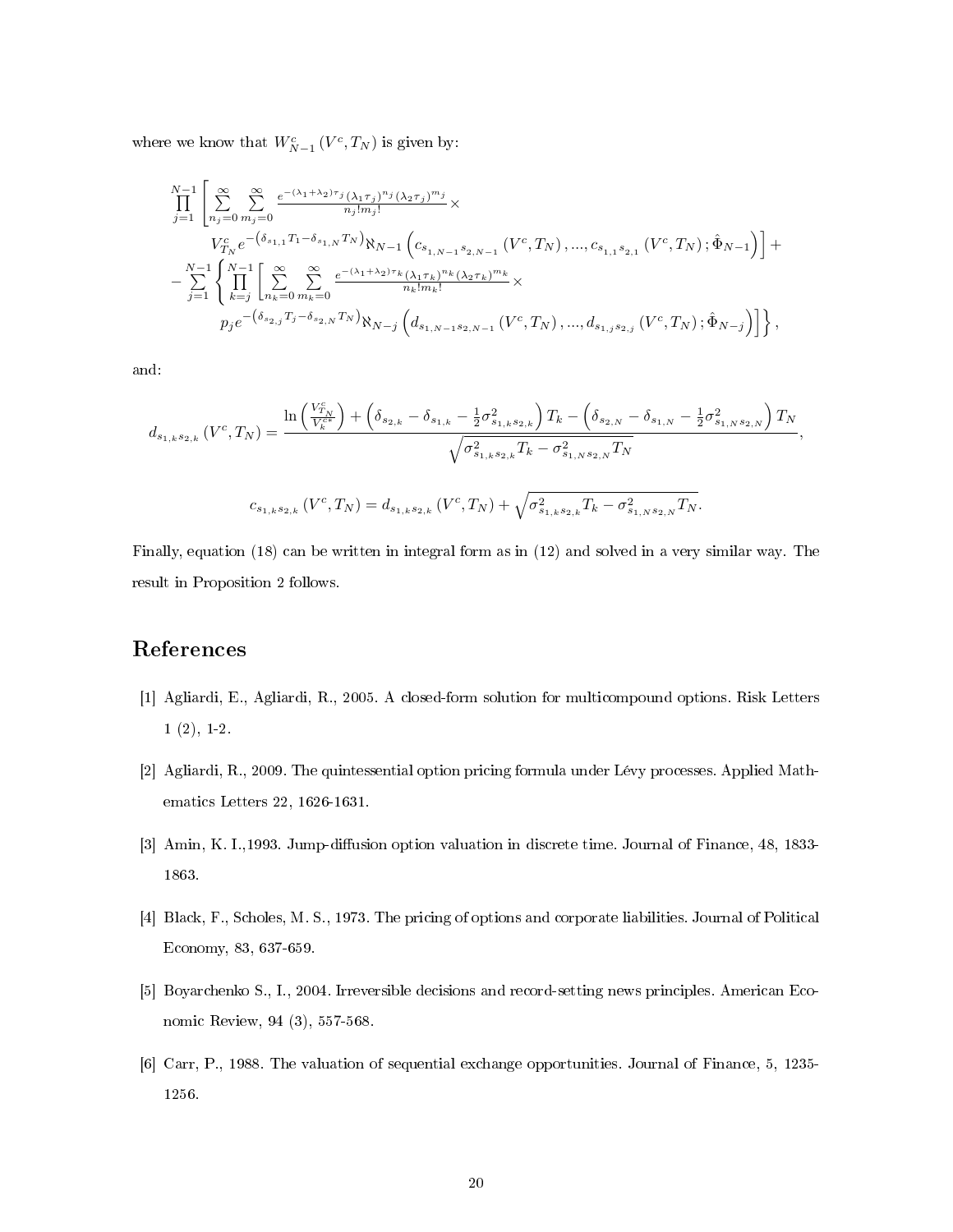where we know that $W^c_{N-1}(V^c, T_N)$ is given by:

$$
\begin{aligned}
&\prod_{j=1}^{N-1}\left[\sum_{n_j=0}^{\infty}\sum_{m_j=0}^{\infty}\frac{e^{-(\lambda_1+\lambda_2)\tau_j}(\lambda_1\tau_j)^{n_j}(\lambda_2\tau_j)^{m_j}}{n_j!m_j!}\times\right.\\
&\qquad\left. V^c_{T_N}e^{-\left(\delta_{s_{1,1}}T_1-\delta_{s_{1,N}}T_N\right)}\aleph_{N-1}\left(c_{s_{1,N-1}s_{2,N-1}}(V^c,T_N),...,c_{s_{1,1}s_{2,1}}(V^c,T_N);\hat{\Phi}_{N-1}\right)\right]+\\
&-\sum_{j=1}^{N-1}\left\{\prod_{k=j}^{N-1}\left[\sum_{n_k=0}^{\infty}\sum_{m_k=0}^{\infty}\frac{e^{-(\lambda_1+\lambda_2)\tau_k}(\lambda_1\tau_k)^{n_k}(\lambda_2\tau_k)^{m_k}}{n_k!m_k!}\times\right.\right.\\
&\qquad\left.\left. p_j e^{-\left(\delta_{s_{2,j}}T_j-\delta_{s_{2,N}}T_N\right)}\aleph_{N-j}\left(d_{s_{1,N-1}s_{2,N-1}}(V^c,T_N),...,d_{s_{1,j}s_{2,j}}(V^c,T_N);\hat{\Phi}_{N-j}\right)\right]\right\},
\end{aligned}
$$

and:

$$
d_{s_{1,k}s_{2,k}}(V^c,T_N)=\frac{\ln\left(\frac{V^c_{T_N}}{V^{c*}_k}\right)+\left(\delta_{s_{2,k}}-\delta_{s_{1,k}}-\frac{1}{2}\sigma^2_{s_{1,k}s_{2,k}}\right)T_k-\left(\delta_{s_{2,N}}-\delta_{s_{1,N}}-\frac{1}{2}\sigma^2_{s_{1,N}s_{2,N}}\right)T_N}{\sqrt{\sigma^2_{s_{1,k}s_{2,k}}T_k-\sigma^2_{s_{1,N}s_{2,N}}T_N}},
$$

$$
c_{s_{1,k}s_{2,k}}(V^c,T_N)=d_{s_{1,k}s_{2,k}}(V^c,T_N)+\sqrt{\sigma^2_{s_{1,k}s_{2,k}}T_k-\sigma^2_{s_{1,N}s_{2,N}}T_N}.
$$

Finally, equation (18) can be written in integral form as in (12) and solved in a very similar way. The result in Proposition 2 follows.

# References

[1] Agliardi, E., Agliardi, R., 2005. A closed-form solution for multicompound options. Risk Letters 1 (2), 1-2.

[2] Agliardi, R., 2009. The quintessential option pricing formula under Lévy processes. Applied Mathematics Letters 22, 1626-1631.

[3] Amin, K. I.,1993. Jump-diffusion option valuation in discrete time. Journal of Finance, 48, 1833-1863.

[4] Black, F., Scholes, M. S., 1973. The pricing of options and corporate liabilities. Journal of Political Economy, 83, 637-659.

[5] Boyarchenko S., I., 2004. Irreversible decisions and record-setting news principles. American Economic Review, 94 (3), 557-568.

[6] Carr, P., 1988. The valuation of sequential exchange opportunities. Journal of Finance, 5, 1235-1256.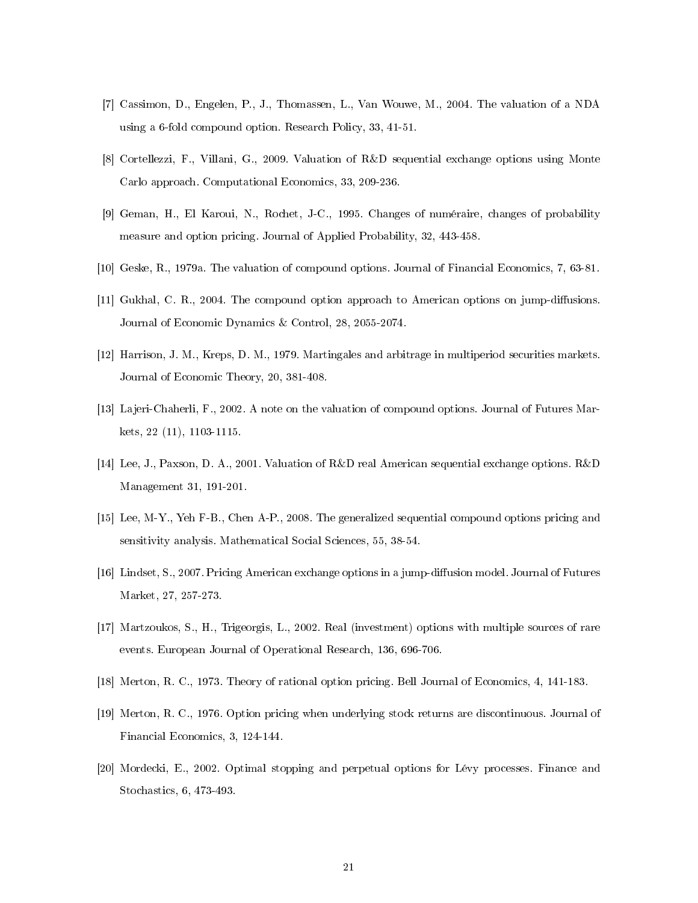[7] Cassimon, D., Engelen, P., J., Thomassen, L., Van Wouwe, M., 2004. The valuation of a NDA using a 6-fold compound option. Research Policy, 33, 41-51.

[8] Cortellezzi, F., Villani, G., 2009. Valuation of R&D sequential exchange options using Monte Carlo approach. Computational Economics, 33, 209-236.

[9] Geman, H., El Karoui, N., Rochet, J-C., 1995. Changes of numéraire, changes of probability measure and option pricing. Journal of Applied Probability, 32, 443-458.

[10] Geske, R., 1979a. The valuation of compound options. Journal of Financial Economics, 7, 63-81.

[11] Gukhal, C. R., 2004. The compound option approach to American options on jump-diffusions. Journal of Economic Dynamics & Control, 28, 2055-2074.

[12] Harrison, J. M., Kreps, D. M., 1979. Martingales and arbitrage in multiperiod securities markets. Journal of Economic Theory, 20, 381-408.

[13] Lajeri-Chaherli, F., 2002. A note on the valuation of compound options. Journal of Futures Markets, 22 (11), 1103-1115.

[14] Lee, J., Paxson, D. A., 2001. Valuation of R&D real American sequential exchange options. R&D Management 31, 191-201.

[15] Lee, M-Y., Yeh F-B., Chen A-P., 2008. The generalized sequential compound options pricing and sensitivity analysis. Mathematical Social Sciences, 55, 38-54.

[16] Lindset, S., 2007. Pricing American exchange options in a jump-diffusion model. Journal of Futures Market, 27, 257-273.

[17] Martzoukos, S., H., Trigeorgis, L., 2002. Real (investment) options with multiple sources of rare events. European Journal of Operational Research, 136, 696-706.

[18] Merton, R. C., 1973. Theory of rational option pricing. Bell Journal of Economics, 4, 141-183.

[19] Merton, R. C., 1976. Option pricing when underlying stock returns are discontinuous. Journal of Financial Economics, 3, 124-144.

[20] Mordecki, E., 2002. Optimal stopping and perpetual options for Lévy processes. Finance and Stochastics, 6, 473-493.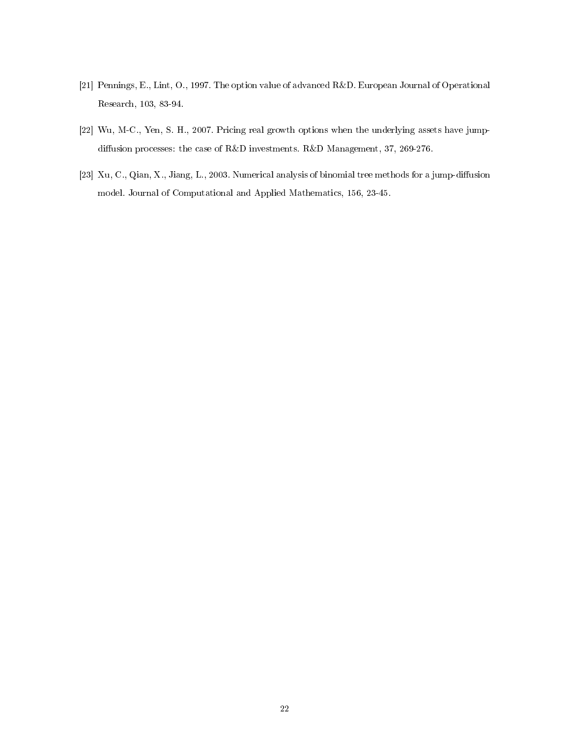[21] Pennings, E., Lint, O., 1997. The option value of advanced R&D. European Journal of Operational Research, 103, 83-94.

[22] Wu, M-C., Yen, S. H., 2007. Pricing real growth options when the underlying assets have jump-diffusion processes: the case of R&D investments. R&D Management, 37, 269-276.

[23] Xu, C., Qian, X., Jiang, L., 2003. Numerical analysis of binomial tree methods for a jump-diffusion model. Journal of Computational and Applied Mathematics, 156, 23-45.